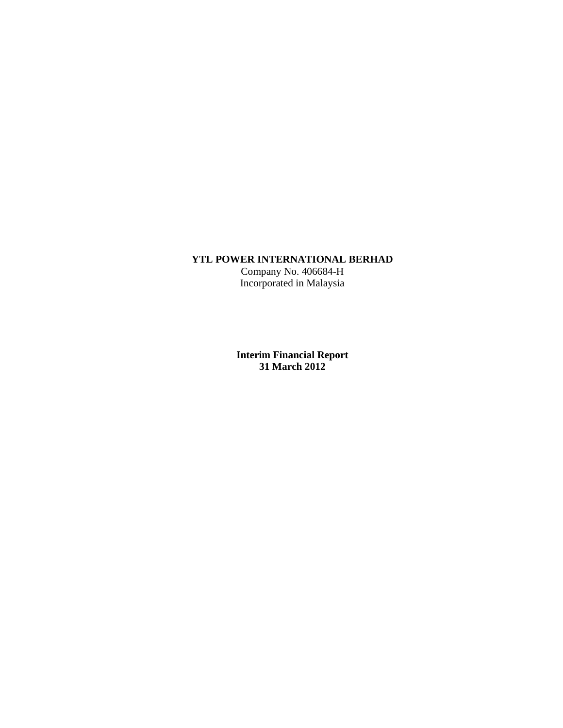**YTL POWER INTERNATIONAL BERHAD**
Company No. 406684-H
Incorporated in Malaysia

**Interim Financial Report**
**31 March 2012**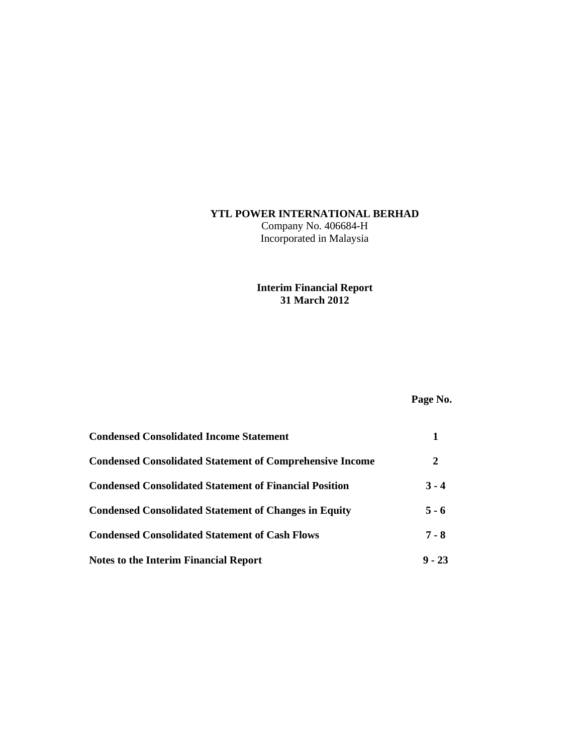**YTL POWER INTERNATIONAL BERHAD**
Company No. 406684-H
Incorporated in Malaysia

**Interim Financial Report**
**31 March 2012**

| | **Page No.** |
|---|---|
| **Condensed Consolidated Income Statement** | **1** |
| **Condensed Consolidated Statement of Comprehensive Income** | **2** |
| **Condensed Consolidated Statement of Financial Position** | **3 - 4** |
| **Condensed Consolidated Statement of Changes in Equity** | **5 - 6** |
| **Condensed Consolidated Statement of Cash Flows** | **7 - 8** |
| **Notes to the Interim Financial Report** | **9 - 23** |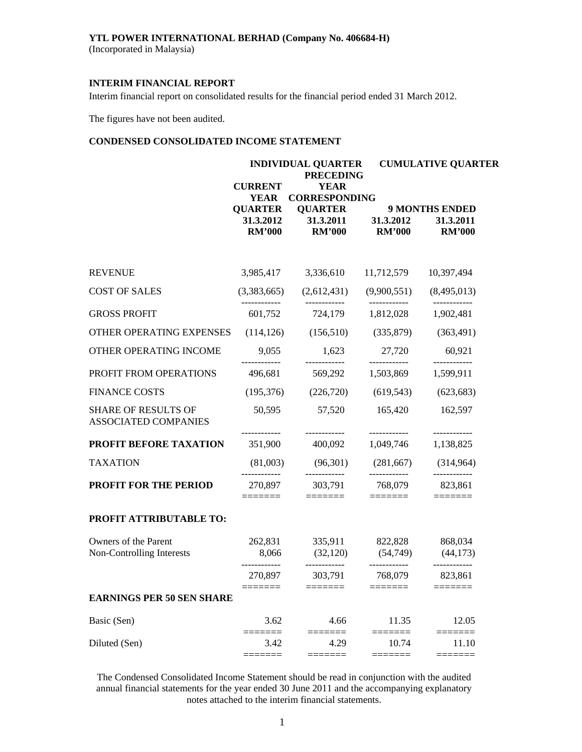**YTL POWER INTERNATIONAL BERHAD (Company No. 406684-H)**
(Incorporated in Malaysia)

**INTERIM FINANCIAL REPORT**

Interim financial report on consolidated results for the financial period ended 31 March 2012.

The figures have not been audited.

**CONDENSED CONSOLIDATED INCOME STATEMENT**

| | INDIVIDUAL QUARTER | | CUMULATIVE QUARTER | |
|---|---|---|---|---|
| | CURRENT YEAR QUARTER | PRECEDING YEAR CORRESPONDING QUARTER | 9 MONTHS ENDED | |
| | 31.3.2012 | 31.3.2011 | 31.3.2012 | 31.3.2011 |
| | RM'000 | RM'000 | RM'000 | RM'000 |
| REVENUE | 3,985,417 | 3,336,610 | 11,712,579 | 10,397,494 |
| COST OF SALES | (3,383,665) | (2,612,431) | (9,900,551) | (8,495,013) |
| GROSS PROFIT | 601,752 | 724,179 | 1,812,028 | 1,902,481 |
| OTHER OPERATING EXPENSES | (114,126) | (156,510) | (335,879) | (363,491) |
| OTHER OPERATING INCOME | 9,055 | 1,623 | 27,720 | 60,921 |
| PROFIT FROM OPERATIONS | 496,681 | 569,292 | 1,503,869 | 1,599,911 |
| FINANCE COSTS | (195,376) | (226,720) | (619,543) | (623,683) |
| SHARE OF RESULTS OF ASSOCIATED COMPANIES | 50,595 | 57,520 | 165,420 | 162,597 |
| **PROFIT BEFORE TAXATION** | 351,900 | 400,092 | 1,049,746 | 1,138,825 |
| TAXATION | (81,003) | (96,301) | (281,667) | (314,964) |
| **PROFIT FOR THE PERIOD** | 270,897 | 303,791 | 768,079 | 823,861 |
| **PROFIT ATTRIBUTABLE TO:** | | | | |
| Owners of the Parent | 262,831 | 335,911 | 822,828 | 868,034 |
| Non-Controlling Interests | 8,066 | (32,120) | (54,749) | (44,173) |
| | 270,897 | 303,791 | 768,079 | 823,861 |
| **EARNINGS PER 50 SEN SHARE** | | | | |
| Basic (Sen) | 3.62 | 4.66 | 11.35 | 12.05 |
| Diluted (Sen) | 3.42 | 4.29 | 10.74 | 11.10 |

The Condensed Consolidated Income Statement should be read in conjunction with the audited annual financial statements for the year ended 30 June 2011 and the accompanying explanatory notes attached to the interim financial statements.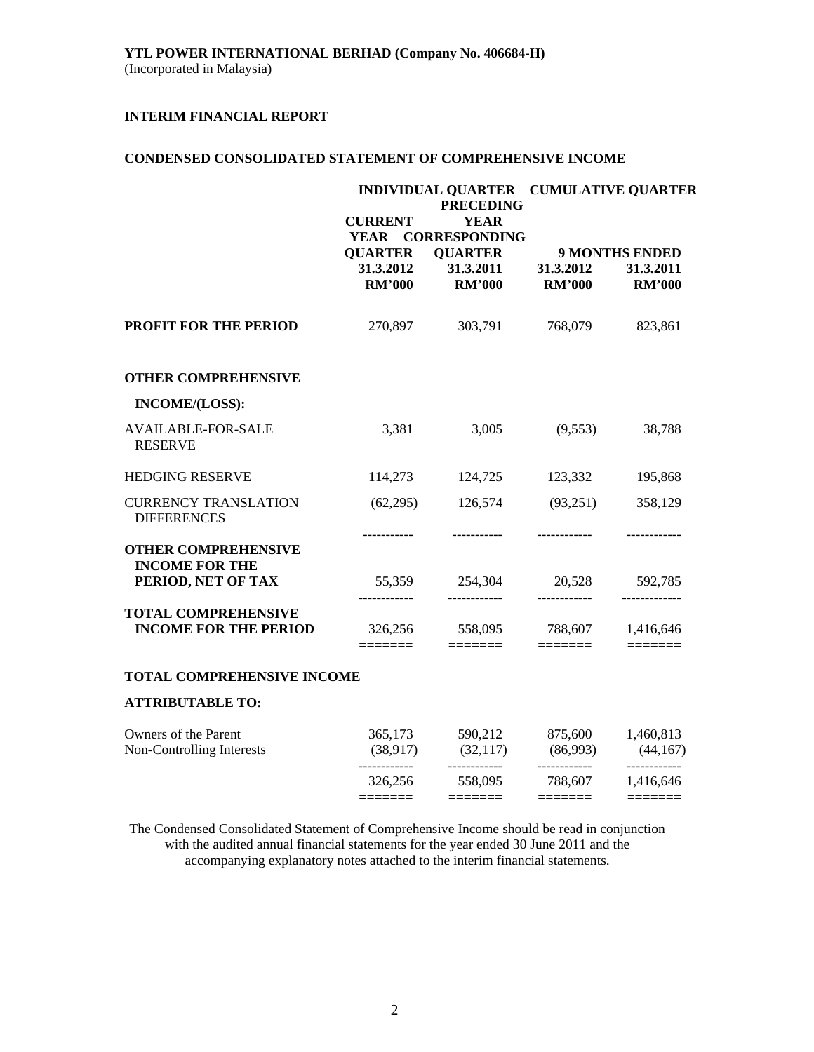**YTL POWER INTERNATIONAL BERHAD (Company No. 406684-H)**
(Incorporated in Malaysia)

**INTERIM FINANCIAL REPORT**

**CONDENSED CONSOLIDATED STATEMENT OF COMPREHENSIVE INCOME**

| | INDIVIDUAL QUARTER | | CUMULATIVE QUARTER | |
|---|---|---|---|---|
| | CURRENT YEAR QUARTER | PRECEDING YEAR CORRESPONDING QUARTER | 9 MONTHS ENDED | |
| | 31.3.2012 | 31.3.2011 | 31.3.2012 | 31.3.2011 |
| | RM'000 | RM'000 | RM'000 | RM'000 |
| **PROFIT FOR THE PERIOD** | 270,897 | 303,791 | 768,079 | 823,861 |
| **OTHER COMPREHENSIVE INCOME/(LOSS):** | | | | |
| AVAILABLE-FOR-SALE RESERVE | 3,381 | 3,005 | (9,553) | 38,788 |
| HEDGING RESERVE | 114,273 | 124,725 | 123,332 | 195,868 |
| CURRENCY TRANSLATION DIFFERENCES | (62,295) | 126,574 | (93,251) | 358,129 |
| **OTHER COMPREHENSIVE INCOME FOR THE PERIOD, NET OF TAX** | 55,359 | 254,304 | 20,528 | 592,785 |
| **TOTAL COMPREHENSIVE INCOME FOR THE PERIOD** | 326,256 | 558,095 | 788,607 | 1,416,646 |
| **TOTAL COMPREHENSIVE INCOME ATTRIBUTABLE TO:** | | | | |
| Owners of the Parent | 365,173 | 590,212 | 875,600 | 1,460,813 |
| Non-Controlling Interests | (38,917) | (32,117) | (86,993) | (44,167) |
| | 326,256 | 558,095 | 788,607 | 1,416,646 |

The Condensed Consolidated Statement of Comprehensive Income should be read in conjunction with the audited annual financial statements for the year ended 30 June 2011 and the accompanying explanatory notes attached to the interim financial statements.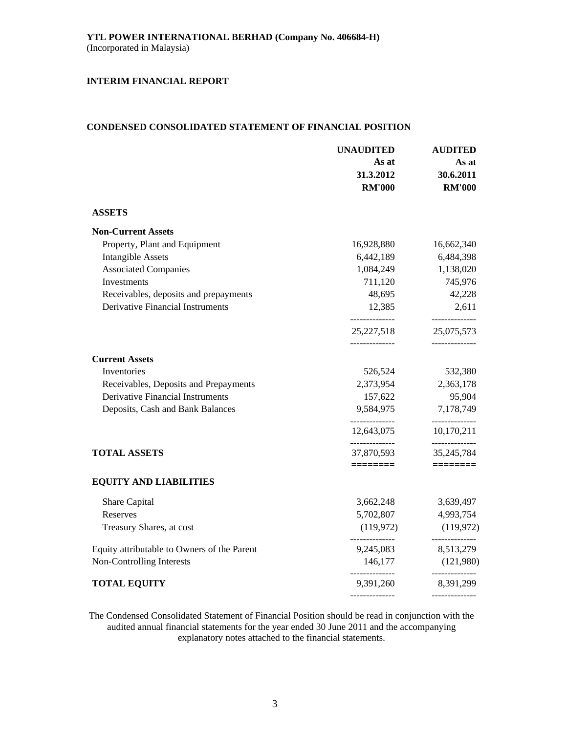**YTL POWER INTERNATIONAL BERHAD (Company No. 406684-H)**
(Incorporated in Malaysia)

**INTERIM FINANCIAL REPORT**

**CONDENSED CONSOLIDATED STATEMENT OF FINANCIAL POSITION**

| | **UNAUDITED As at 31.3.2012 RM'000** | **AUDITED As at 30.6.2011 RM'000** |
|---|---|---|
| **ASSETS** | | |
| **Non-Current Assets** | | |
| Property, Plant and Equipment | 16,928,880 | 16,662,340 |
| Intangible Assets | 6,442,189 | 6,484,398 |
| Associated Companies | 1,084,249 | 1,138,020 |
| Investments | 711,120 | 745,976 |
| Receivables, deposits and prepayments | 48,695 | 42,228 |
| Derivative Financial Instruments | 12,385 | 2,611 |
| | 25,227,518 | 25,075,573 |
| **Current Assets** | | |
| Inventories | 526,524 | 532,380 |
| Receivables, Deposits and Prepayments | 2,373,954 | 2,363,178 |
| Derivative Financial Instruments | 157,622 | 95,904 |
| Deposits, Cash and Bank Balances | 9,584,975 | 7,178,749 |
| | 12,643,075 | 10,170,211 |
| **TOTAL ASSETS** | 37,870,593 | 35,245,784 |
| **EQUITY AND LIABILITIES** | | |
| Share Capital | 3,662,248 | 3,639,497 |
| Reserves | 5,702,807 | 4,993,754 |
| Treasury Shares, at cost | (119,972) | (119,972) |
| Equity attributable to Owners of the Parent | 9,245,083 | 8,513,279 |
| Non-Controlling Interests | 146,177 | (121,980) |
| **TOTAL EQUITY** | 9,391,260 | 8,391,299 |

The Condensed Consolidated Statement of Financial Position should be read in conjunction with the audited annual financial statements for the year ended 30 June 2011 and the accompanying explanatory notes attached to the financial statements.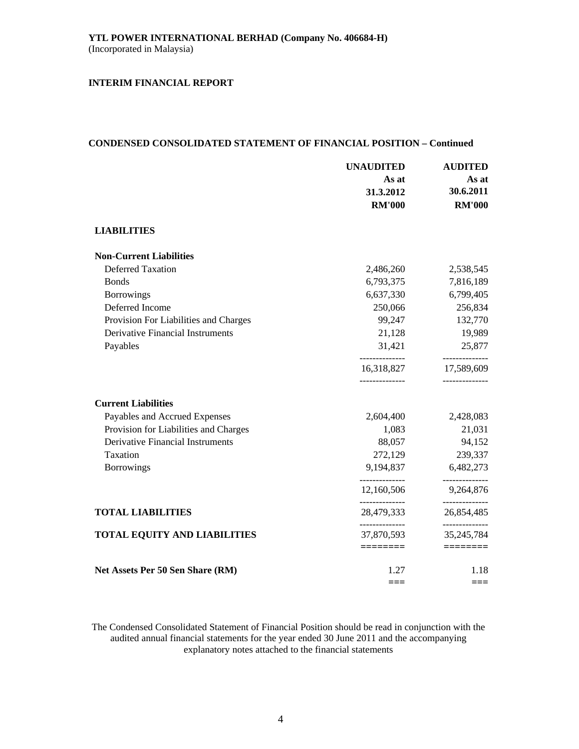**YTL POWER INTERNATIONAL BERHAD (Company No. 406684-H)**
(Incorporated in Malaysia)

**INTERIM FINANCIAL REPORT**

**CONDENSED CONSOLIDATED STATEMENT OF FINANCIAL POSITION – Continued**

| | UNAUDITED As at 31.3.2012 RM'000 | AUDITED As at 30.6.2011 RM'000 |
|---|---|---|
| **LIABILITIES** | | |
| **Non-Current Liabilities** | | |
| Deferred Taxation | 2,486,260 | 2,538,545 |
| Bonds | 6,793,375 | 7,816,189 |
| Borrowings | 6,637,330 | 6,799,405 |
| Deferred Income | 250,066 | 256,834 |
| Provision For Liabilities and Charges | 99,247 | 132,770 |
| Derivative Financial Instruments | 21,128 | 19,989 |
| Payables | 31,421 | 25,877 |
| | 16,318,827 | 17,589,609 |
| **Current Liabilities** | | |
| Payables and Accrued Expenses | 2,604,400 | 2,428,083 |
| Provision for Liabilities and Charges | 1,083 | 21,031 |
| Derivative Financial Instruments | 88,057 | 94,152 |
| Taxation | 272,129 | 239,337 |
| Borrowings | 9,194,837 | 6,482,273 |
| | 12,160,506 | 9,264,876 |
| **TOTAL LIABILITIES** | 28,479,333 | 26,854,485 |
| **TOTAL EQUITY AND LIABILITIES** | 37,870,593 | 35,245,784 |
| **Net Assets Per 50 Sen Share (RM)** | 1.27 | 1.18 |

The Condensed Consolidated Statement of Financial Position should be read in conjunction with the audited annual financial statements for the year ended 30 June 2011 and the accompanying explanatory notes attached to the financial statements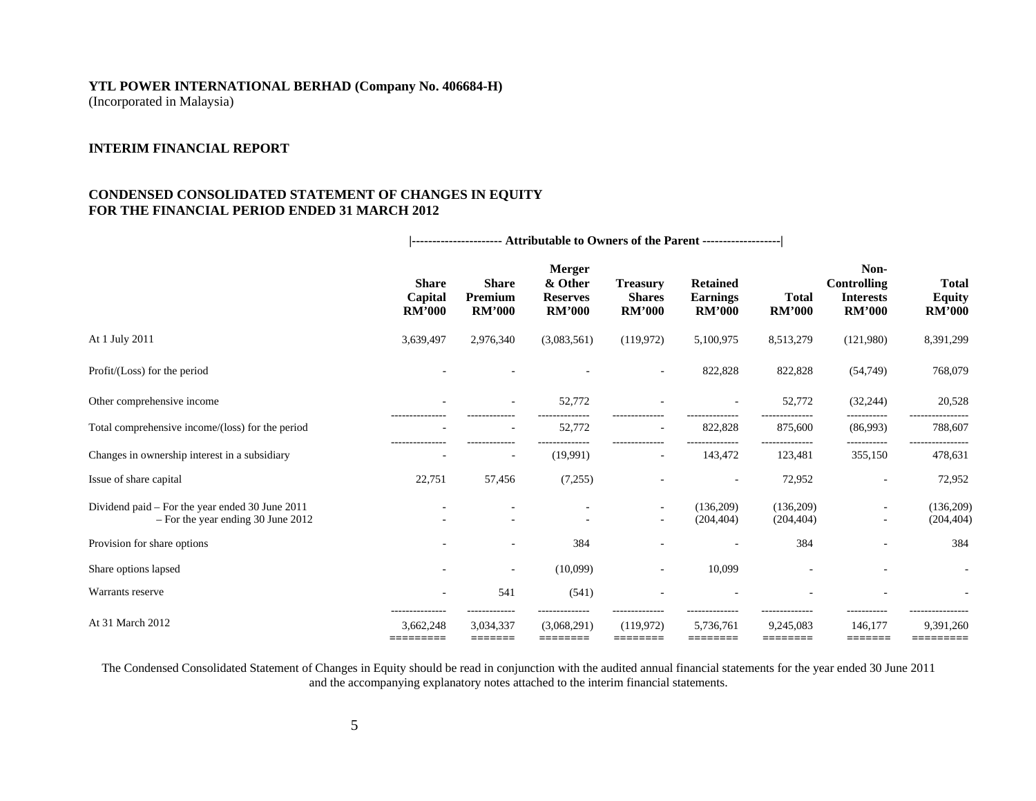**YTL POWER INTERNATIONAL BERHAD (Company No. 406684-H)**
(Incorporated in Malaysia)

**INTERIM FINANCIAL REPORT**

**CONDENSED CONSOLIDATED STATEMENT OF CHANGES IN EQUITY**
**FOR THE FINANCIAL PERIOD ENDED 31 MARCH 2012**

| | Attributable to Owners of the Parent | | | | | | | |
|---|---|---|---|---|---|---|---|---|
| | **Share Capital RM'000** | **Share Premium RM'000** | **Merger & Other Reserves RM'000** | **Treasury Shares RM'000** | **Retained Earnings RM'000** | **Total RM'000** | **Non-Controlling Interests RM'000** | **Total Equity RM'000** |
| At 1 July 2011 | 3,639,497 | 2,976,340 | (3,083,561) | (119,972) | 5,100,975 | 8,513,279 | (121,980) | 8,391,299 |
| Profit/(Loss) for the period | - | - | - | - | 822,828 | 822,828 | (54,749) | 768,079 |
| Other comprehensive income | - | - | 52,772 | - | - | 52,772 | (32,244) | 20,528 |
| Total comprehensive income/(loss) for the period | - | - | 52,772 | - | 822,828 | 875,600 | (86,993) | 788,607 |
| Changes in ownership interest in a subsidiary | - | - | (19,991) | - | 143,472 | 123,481 | 355,150 | 478,631 |
| Issue of share capital | 22,751 | 57,456 | (7,255) | - | - | 72,952 | - | 72,952 |
| Dividend paid – For the year ended 30 June 2011 | - | - | - | - | (136,209) | (136,209) | - | (136,209) |
| – For the year ending 30 June 2012 | - | - | - | - | (204,404) | (204,404) | - | (204,404) |
| Provision for share options | - | - | 384 | - | - | 384 | - | 384 |
| Share options lapsed | - | - | (10,099) | - | 10,099 | - | - | - |
| Warrants reserve | - | 541 | (541) | - | - | - | - | - |
| At 31 March 2012 | 3,662,248 | 3,034,337 | (3,068,291) | (119,972) | 5,736,761 | 9,245,083 | 146,177 | 9,391,260 |

The Condensed Consolidated Statement of Changes in Equity should be read in conjunction with the audited annual financial statements for the year ended 30 June 2011 and the accompanying explanatory notes attached to the interim financial statements.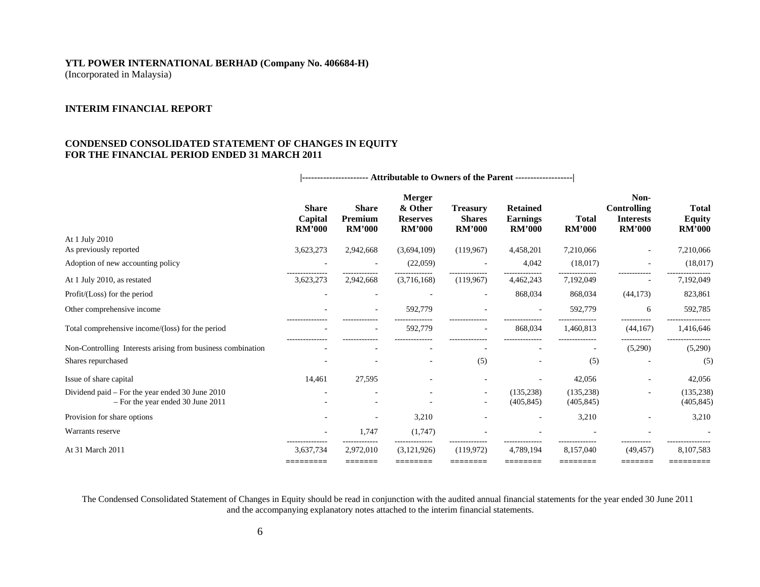**YTL POWER INTERNATIONAL BERHAD (Company No. 406684-H)**
(Incorporated in Malaysia)

**INTERIM FINANCIAL REPORT**

**CONDENSED CONSOLIDATED STATEMENT OF CHANGES IN EQUITY FOR THE FINANCIAL PERIOD ENDED 31 MARCH 2011**

| | Attributable to Owners of the Parent | | | | | | | |
|---|---|---|---|---|---|---|---|---|
| | **Share Capital RM'000** | **Share Premium RM'000** | **Merger & Other Reserves RM'000** | **Treasury Shares RM'000** | **Retained Earnings RM'000** | **Total RM'000** | **Non-Controlling Interests RM'000** | **Total Equity RM'000** |
| At 1 July 2010 | | | | | | | | |
| As previously reported | 3,623,273 | 2,942,668 | (3,694,109) | (119,967) | 4,458,201 | 7,210,066 | - | 7,210,066 |
| Adoption of new accounting policy | - | - | (22,059) | - | 4,042 | (18,017) | - | (18,017) |
| At 1 July 2010, as restated | 3,623,273 | 2,942,668 | (3,716,168) | (119,967) | 4,462,243 | 7,192,049 | - | 7,192,049 |
| Profit/(Loss) for the period | - | - | - | - | 868,034 | 868,034 | (44,173) | 823,861 |
| Other comprehensive income | - | - | 592,779 | - | - | 592,779 | 6 | 592,785 |
| Total comprehensive income/(loss) for the period | - | - | 592,779 | - | 868,034 | 1,460,813 | (44,167) | 1,416,646 |
| Non-Controlling Interests arising from business combination | - | - | - | - | - | - | (5,290) | (5,290) |
| Shares repurchased | - | - | - | (5) | - | (5) | - | (5) |
| Issue of share capital | 14,461 | 27,595 | - | - | - | 42,056 | - | 42,056 |
| Dividend paid – For the year ended 30 June 2010 | - | - | - | - | (135,238) | (135,238) | - | (135,238) |
| – For the year ended 30 June 2011 | - | - | - | - | (405,845) | (405,845) | | (405,845) |
| Provision for share options | - | - | 3,210 | - | - | 3,210 | - | 3,210 |
| Warrants reserve | - | 1,747 | (1,747) | - | - | - | - | - |
| At 31 March 2011 | 3,637,734 | 2,972,010 | (3,121,926) | (119,972) | 4,789,194 | 8,157,040 | (49,457) | 8,107,583 |

The Condensed Consolidated Statement of Changes in Equity should be read in conjunction with the audited annual financial statements for the year ended 30 June 2011 and the accompanying explanatory notes attached to the interim financial statements.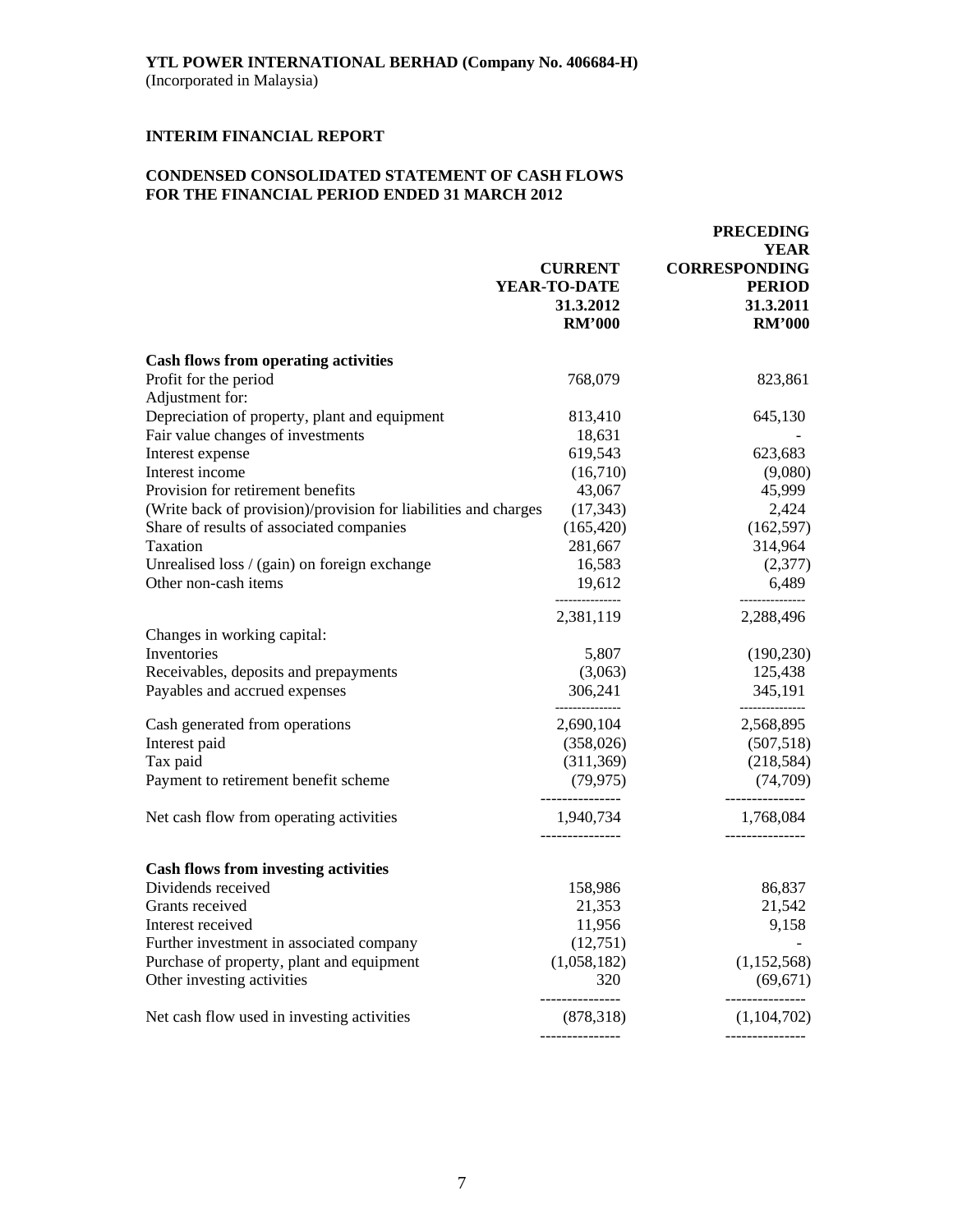**YTL POWER INTERNATIONAL BERHAD (Company No. 406684-H)**
(Incorporated in Malaysia)

**INTERIM FINANCIAL REPORT**

**CONDENSED CONSOLIDATED STATEMENT OF CASH FLOWS FOR THE FINANCIAL PERIOD ENDED 31 MARCH 2012**

| | CURRENT YEAR-TO-DATE 31.3.2012 RM'000 | PRECEDING YEAR CORRESPONDING PERIOD 31.3.2011 RM'000 |
|---|---|---|
| **Cash flows from operating activities** | | |
| Profit for the period | 768,079 | 823,861 |
| Adjustment for: | | |
| Depreciation of property, plant and equipment | 813,410 | 645,130 |
| Fair value changes of investments | 18,631 | - |
| Interest expense | 619,543 | 623,683 |
| Interest income | (16,710) | (9,080) |
| Provision for retirement benefits | 43,067 | 45,999 |
| (Write back of provision)/provision for liabilities and charges | (17,343) | 2,424 |
| Share of results of associated companies | (165,420) | (162,597) |
| Taxation | 281,667 | 314,964 |
| Unrealised loss / (gain) on foreign exchange | 16,583 | (2,377) |
| Other non-cash items | 19,612 | 6,489 |
| | 2,381,119 | 2,288,496 |
| Changes in working capital: | | |
| Inventories | 5,807 | (190,230) |
| Receivables, deposits and prepayments | (3,063) | 125,438 |
| Payables and accrued expenses | 306,241 | 345,191 |
| Cash generated from operations | 2,690,104 | 2,568,895 |
| Interest paid | (358,026) | (507,518) |
| Tax paid | (311,369) | (218,584) |
| Payment to retirement benefit scheme | (79,975) | (74,709) |
| Net cash flow from operating activities | 1,940,734 | 1,768,084 |
| **Cash flows from investing activities** | | |
| Dividends received | 158,986 | 86,837 |
| Grants received | 21,353 | 21,542 |
| Interest received | 11,956 | 9,158 |
| Further investment in associated company | (12,751) | - |
| Purchase of property, plant and equipment | (1,058,182) | (1,152,568) |
| Other investing activities | 320 | (69,671) |
| Net cash flow used in investing activities | (878,318) | (1,104,702) |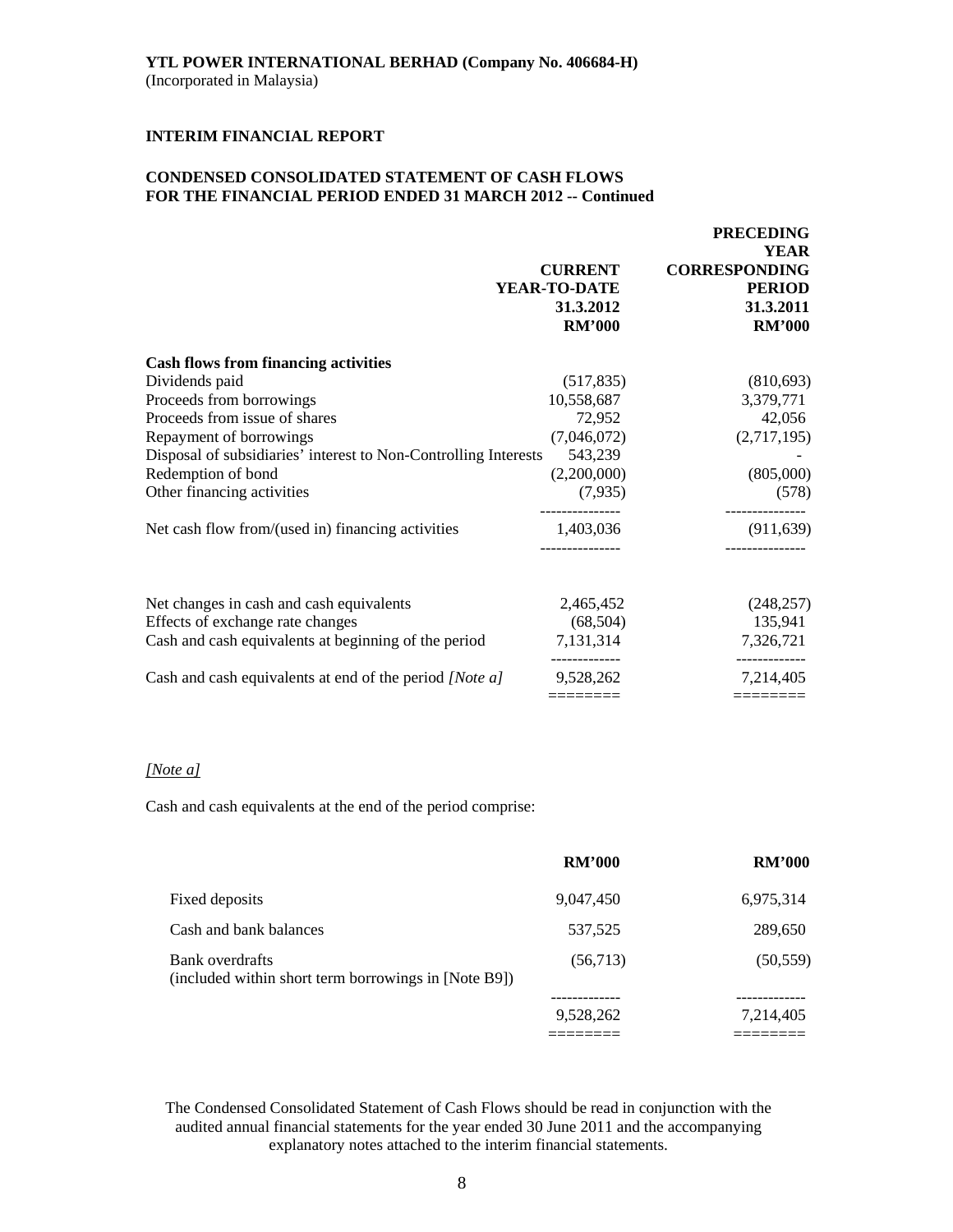**YTL POWER INTERNATIONAL BERHAD (Company No. 406684-H)**
(Incorporated in Malaysia)

**INTERIM FINANCIAL REPORT**

**CONDENSED CONSOLIDATED STATEMENT OF CASH FLOWS FOR THE FINANCIAL PERIOD ENDED 31 MARCH 2012 -- Continued**

| | CURRENT YEAR-TO-DATE 31.3.2012 RM'000 | PRECEDING YEAR CORRESPONDING PERIOD 31.3.2011 RM'000 |
|---|---|---|
| **Cash flows from financing activities** | | |
| Dividends paid | (517,835) | (810,693) |
| Proceeds from borrowings | 10,558,687 | 3,379,771 |
| Proceeds from issue of shares | 72,952 | 42,056 |
| Repayment of borrowings | (7,046,072) | (2,717,195) |
| Disposal of subsidiaries' interest to Non-Controlling Interests | 543,239 | - |
| Redemption of bond | (2,200,000) | (805,000) |
| Other financing activities | (7,935) | (578) |
| Net cash flow from/(used in) financing activities | 1,403,036 | (911,639) |
| | | |
| Net changes in cash and cash equivalents | 2,465,452 | (248,257) |
| Effects of exchange rate changes | (68,504) | 135,941 |
| Cash and cash equivalents at beginning of the period | 7,131,314 | 7,326,721 |
| Cash and cash equivalents at end of the period *[Note a]* | 9,528,262 | 7,214,405 |

*[Note a]*

Cash and cash equivalents at the end of the period comprise:

| | RM'000 | RM'000 |
|---|---|---|
| Fixed deposits | 9,047,450 | 6,975,314 |
| Cash and bank balances | 537,525 | 289,650 |
| Bank overdrafts (included within short term borrowings in [Note B9]) | (56,713) | (50,559) |
| | 9,528,262 | 7,214,405 |

The Condensed Consolidated Statement of Cash Flows should be read in conjunction with the audited annual financial statements for the year ended 30 June 2011 and the accompanying explanatory notes attached to the interim financial statements.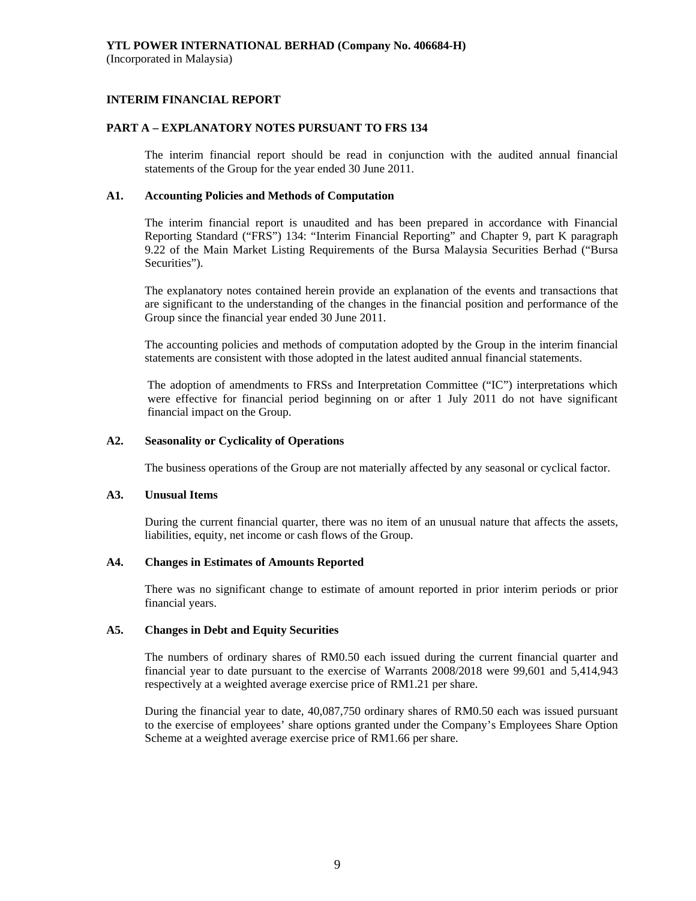**YTL POWER INTERNATIONAL BERHAD (Company No. 406684-H)**
(Incorporated in Malaysia)

**INTERIM FINANCIAL REPORT**

**PART A – EXPLANATORY NOTES PURSUANT TO FRS 134**

The interim financial report should be read in conjunction with the audited annual financial statements of the Group for the year ended 30 June 2011.

**A1. Accounting Policies and Methods of Computation**

The interim financial report is unaudited and has been prepared in accordance with Financial Reporting Standard ("FRS") 134: "Interim Financial Reporting" and Chapter 9, part K paragraph 9.22 of the Main Market Listing Requirements of the Bursa Malaysia Securities Berhad ("Bursa Securities").

The explanatory notes contained herein provide an explanation of the events and transactions that are significant to the understanding of the changes in the financial position and performance of the Group since the financial year ended 30 June 2011.

The accounting policies and methods of computation adopted by the Group in the interim financial statements are consistent with those adopted in the latest audited annual financial statements.

The adoption of amendments to FRSs and Interpretation Committee ("IC") interpretations which were effective for financial period beginning on or after 1 July 2011 do not have significant financial impact on the Group.

**A2. Seasonality or Cyclicality of Operations**

The business operations of the Group are not materially affected by any seasonal or cyclical factor.

**A3. Unusual Items**

During the current financial quarter, there was no item of an unusual nature that affects the assets, liabilities, equity, net income or cash flows of the Group.

**A4. Changes in Estimates of Amounts Reported**

There was no significant change to estimate of amount reported in prior interim periods or prior financial years.

**A5. Changes in Debt and Equity Securities**

The numbers of ordinary shares of RM0.50 each issued during the current financial quarter and financial year to date pursuant to the exercise of Warrants 2008/2018 were 99,601 and 5,414,943 respectively at a weighted average exercise price of RM1.21 per share.

During the financial year to date, 40,087,750 ordinary shares of RM0.50 each was issued pursuant to the exercise of employees' share options granted under the Company's Employees Share Option Scheme at a weighted average exercise price of RM1.66 per share.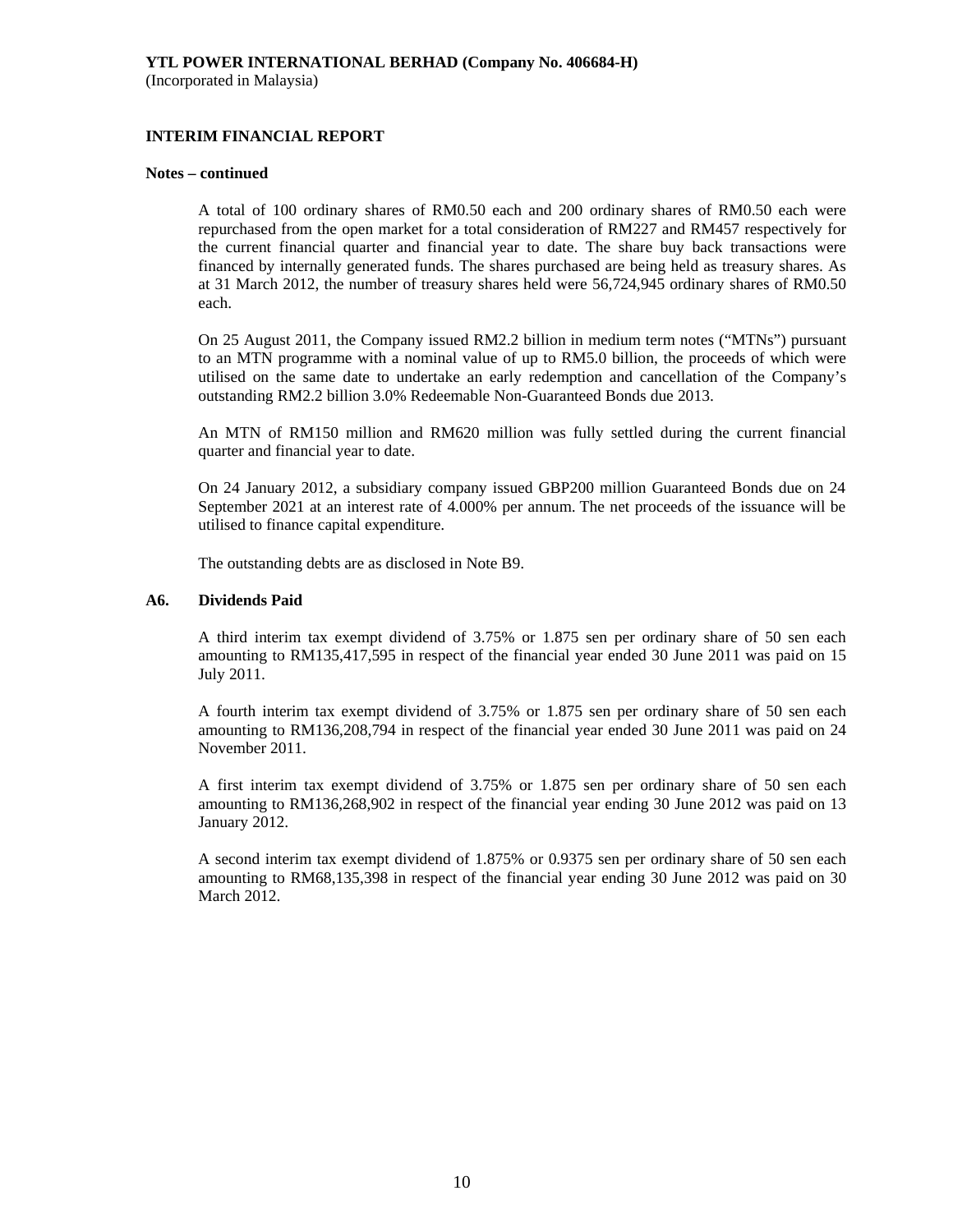**YTL POWER INTERNATIONAL BERHAD (Company No. 406684-H)**
(Incorporated in Malaysia)

**INTERIM FINANCIAL REPORT**

**Notes – continued**

A total of 100 ordinary shares of RM0.50 each and 200 ordinary shares of RM0.50 each were repurchased from the open market for a total consideration of RM227 and RM457 respectively for the current financial quarter and financial year to date. The share buy back transactions were financed by internally generated funds. The shares purchased are being held as treasury shares. As at 31 March 2012, the number of treasury shares held were 56,724,945 ordinary shares of RM0.50 each.

On 25 August 2011, the Company issued RM2.2 billion in medium term notes ("MTNs") pursuant to an MTN programme with a nominal value of up to RM5.0 billion, the proceeds of which were utilised on the same date to undertake an early redemption and cancellation of the Company's outstanding RM2.2 billion 3.0% Redeemable Non-Guaranteed Bonds due 2013.

An MTN of RM150 million and RM620 million was fully settled during the current financial quarter and financial year to date.

On 24 January 2012, a subsidiary company issued GBP200 million Guaranteed Bonds due on 24 September 2021 at an interest rate of 4.000% per annum. The net proceeds of the issuance will be utilised to finance capital expenditure.

The outstanding debts are as disclosed in Note B9.

**A6. Dividends Paid**

A third interim tax exempt dividend of 3.75% or 1.875 sen per ordinary share of 50 sen each amounting to RM135,417,595 in respect of the financial year ended 30 June 2011 was paid on 15 July 2011.

A fourth interim tax exempt dividend of 3.75% or 1.875 sen per ordinary share of 50 sen each amounting to RM136,208,794 in respect of the financial year ended 30 June 2011 was paid on 24 November 2011.

A first interim tax exempt dividend of 3.75% or 1.875 sen per ordinary share of 50 sen each amounting to RM136,268,902 in respect of the financial year ending 30 June 2012 was paid on 13 January 2012.

A second interim tax exempt dividend of 1.875% or 0.9375 sen per ordinary share of 50 sen each amounting to RM68,135,398 in respect of the financial year ending 30 June 2012 was paid on 30 March 2012.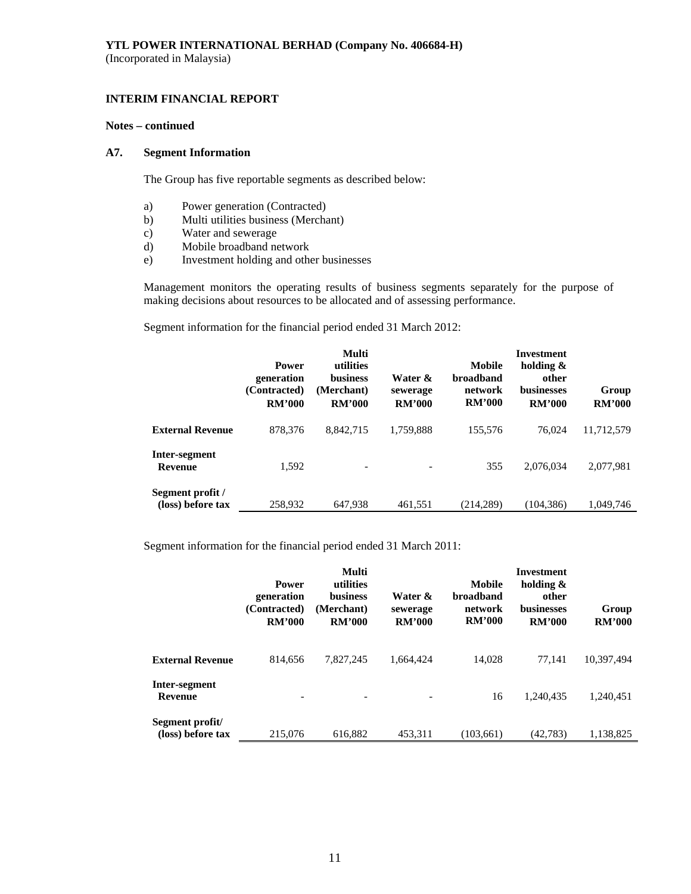**YTL POWER INTERNATIONAL BERHAD (Company No. 406684-H)**
(Incorporated in Malaysia)

**INTERIM FINANCIAL REPORT**

**Notes – continued**

**A7. Segment Information**

The Group has five reportable segments as described below:

a) Power generation (Contracted)
b) Multi utilities business (Merchant)
c) Water and sewerage
d) Mobile broadband network
e) Investment holding and other businesses

Management monitors the operating results of business segments separately for the purpose of making decisions about resources to be allocated and of assessing performance.

Segment information for the financial period ended 31 March 2012:

| | Power generation (Contracted) RM'000 | Multi utilities business (Merchant) RM'000 | Water & sewerage RM'000 | Mobile broadband network RM'000 | Investment holding & other businesses RM'000 | Group RM'000 |
|---|---|---|---|---|---|---|
| **External Revenue** | 878,376 | 8,842,715 | 1,759,888 | 155,576 | 76,024 | 11,712,579 |
| **Inter-segment Revenue** | 1,592 | - | - | 355 | 2,076,034 | 2,077,981 |
| **Segment profit / (loss) before tax** | 258,932 | 647,938 | 461,551 | (214,289) | (104,386) | 1,049,746 |

Segment information for the financial period ended 31 March 2011:

| | Power generation (Contracted) RM'000 | Multi utilities business (Merchant) RM'000 | Water & sewerage RM'000 | Mobile broadband network RM'000 | Investment holding & other businesses RM'000 | Group RM'000 |
|---|---|---|---|---|---|---|
| **External Revenue** | 814,656 | 7,827,245 | 1,664,424 | 14,028 | 77,141 | 10,397,494 |
| **Inter-segment Revenue** | - | - | - | 16 | 1,240,435 | 1,240,451 |
| **Segment profit/ (loss) before tax** | 215,076 | 616,882 | 453,311 | (103,661) | (42,783) | 1,138,825 |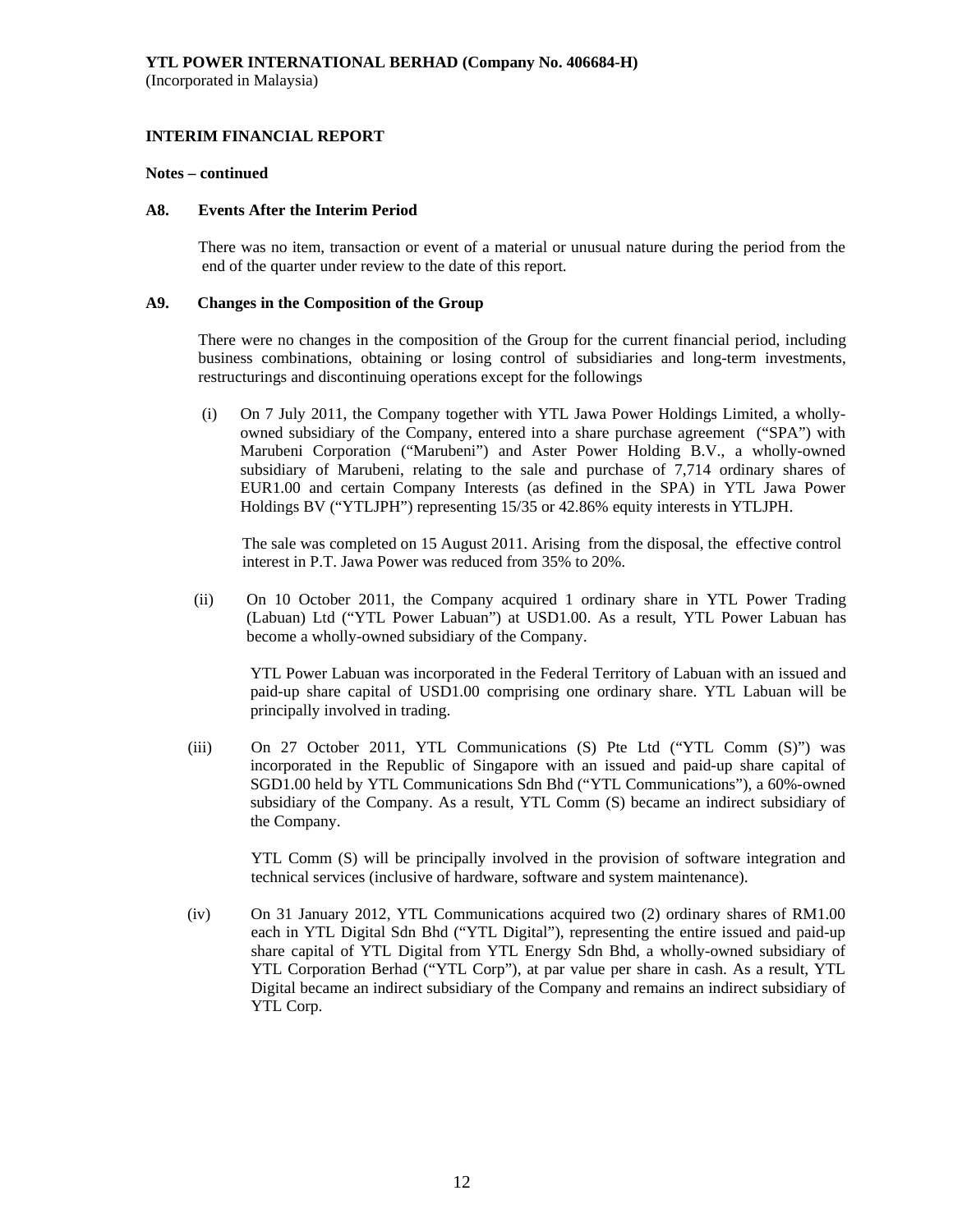**YTL POWER INTERNATIONAL BERHAD (Company No. 406684-H)**
(Incorporated in Malaysia)

**INTERIM FINANCIAL REPORT**

**Notes – continued**

**A8. Events After the Interim Period**

There was no item, transaction or event of a material or unusual nature during the period from the end of the quarter under review to the date of this report.

**A9. Changes in the Composition of the Group**

There were no changes in the composition of the Group for the current financial period, including business combinations, obtaining or losing control of subsidiaries and long-term investments, restructurings and discontinuing operations except for the followings

(i) On 7 July 2011, the Company together with YTL Jawa Power Holdings Limited, a wholly-owned subsidiary of the Company, entered into a share purchase agreement ("SPA") with Marubeni Corporation ("Marubeni") and Aster Power Holding B.V., a wholly-owned subsidiary of Marubeni, relating to the sale and purchase of 7,714 ordinary shares of EUR1.00 and certain Company Interests (as defined in the SPA) in YTL Jawa Power Holdings BV ("YTLJPH") representing 15/35 or 42.86% equity interests in YTLJPH.

The sale was completed on 15 August 2011. Arising from the disposal, the effective control interest in P.T. Jawa Power was reduced from 35% to 20%.

(ii) On 10 October 2011, the Company acquired 1 ordinary share in YTL Power Trading (Labuan) Ltd ("YTL Power Labuan") at USD1.00. As a result, YTL Power Labuan has become a wholly-owned subsidiary of the Company.

YTL Power Labuan was incorporated in the Federal Territory of Labuan with an issued and paid-up share capital of USD1.00 comprising one ordinary share. YTL Labuan will be principally involved in trading.

(iii) On 27 October 2011, YTL Communications (S) Pte Ltd ("YTL Comm (S)") was incorporated in the Republic of Singapore with an issued and paid-up share capital of SGD1.00 held by YTL Communications Sdn Bhd ("YTL Communications"), a 60%-owned subsidiary of the Company. As a result, YTL Comm (S) became an indirect subsidiary of the Company.

YTL Comm (S) will be principally involved in the provision of software integration and technical services (inclusive of hardware, software and system maintenance).

(iv) On 31 January 2012, YTL Communications acquired two (2) ordinary shares of RM1.00 each in YTL Digital Sdn Bhd ("YTL Digital"), representing the entire issued and paid-up share capital of YTL Digital from YTL Energy Sdn Bhd, a wholly-owned subsidiary of YTL Corporation Berhad ("YTL Corp"), at par value per share in cash. As a result, YTL Digital became an indirect subsidiary of the Company and remains an indirect subsidiary of YTL Corp.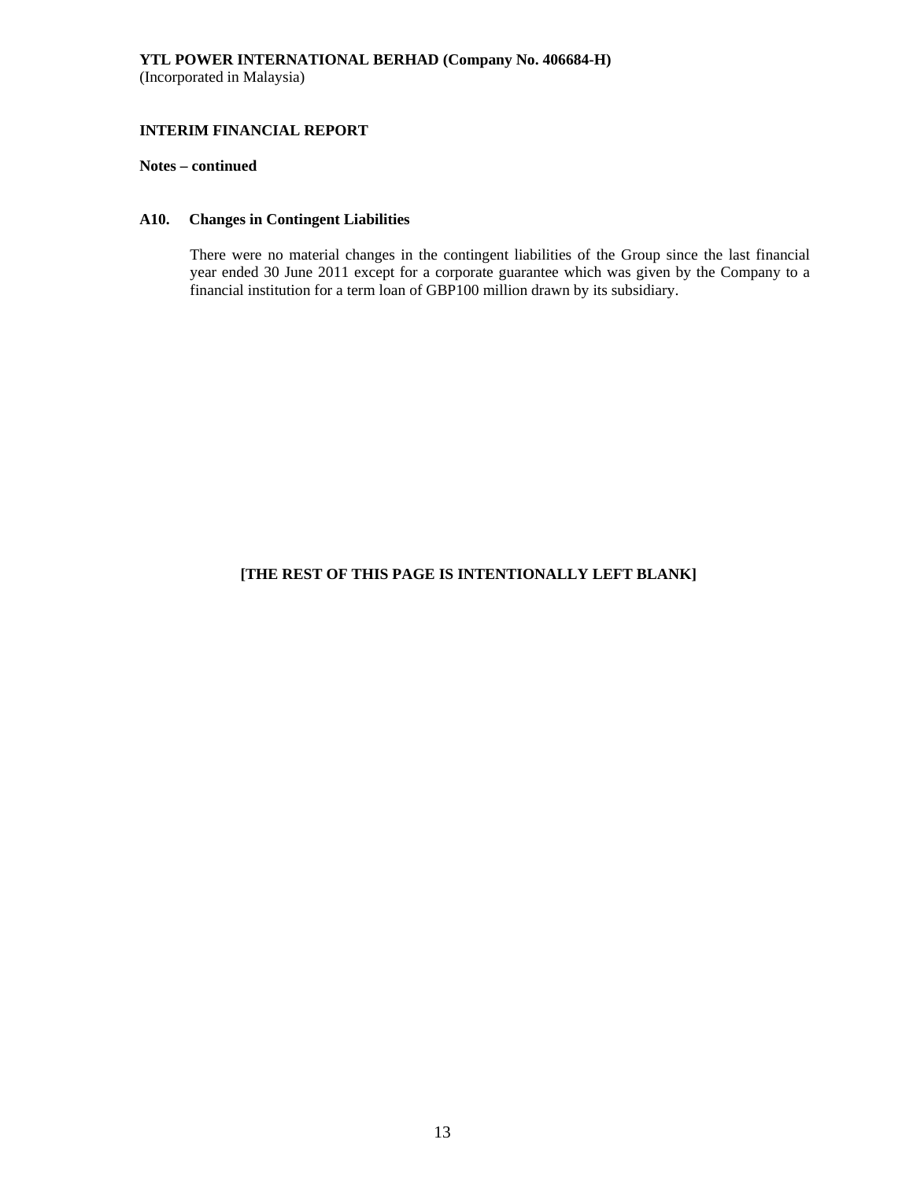**Notes – continued**

### A10. Changes in Contingent Liabilities

There were no material changes in the contingent liabilities of the Group since the last financial year ended 30 June 2011 except for a corporate guarantee which was given by the Company to a financial institution for a term loan of GBP100 million drawn by its subsidiary.

**[THE REST OF THIS PAGE IS INTENTIONALLY LEFT BLANK]**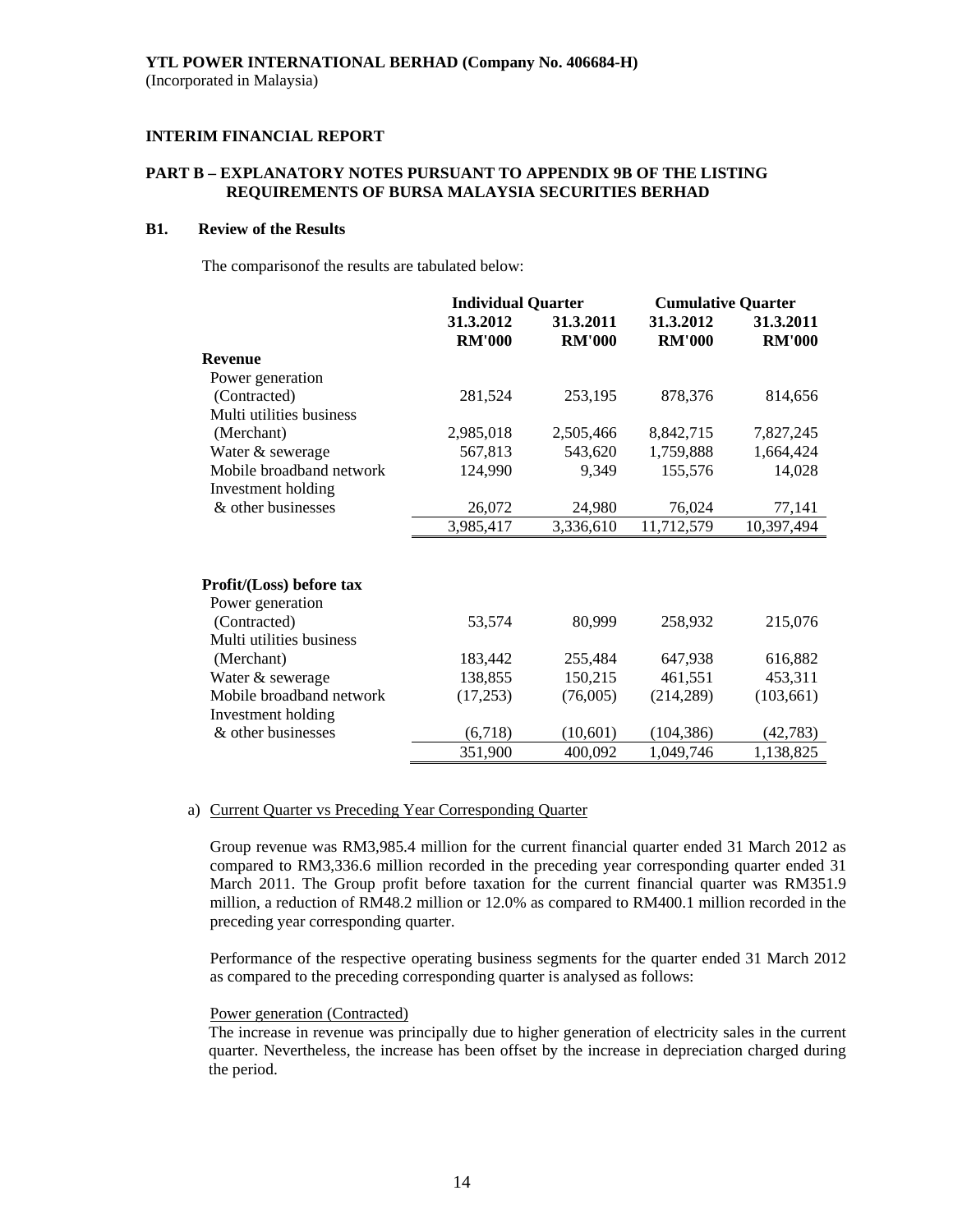**YTL POWER INTERNATIONAL BERHAD (Company No. 406684-H)**
(Incorporated in Malaysia)

**INTERIM FINANCIAL REPORT**

**PART B – EXPLANATORY NOTES PURSUANT TO APPENDIX 9B OF THE LISTING REQUIREMENTS OF BURSA MALAYSIA SECURITIES BERHAD**

**B1. Review of the Results**

The comparisonof the results are tabulated below:

| | Individual Quarter | | Cumulative Quarter | |
|---|---|---|---|---|
| | 31.3.2012 RM'000 | 31.3.2011 RM'000 | 31.3.2012 RM'000 | 31.3.2011 RM'000 |
| **Revenue** | | | | |
| Power generation (Contracted) | 281,524 | 253,195 | 878,376 | 814,656 |
| Multi utilities business (Merchant) | 2,985,018 | 2,505,466 | 8,842,715 | 7,827,245 |
| Water & sewerage | 567,813 | 543,620 | 1,759,888 | 1,664,424 |
| Mobile broadband network | 124,990 | 9,349 | 155,576 | 14,028 |
| Investment holding & other businesses | 26,072 | 24,980 | 76,024 | 77,141 |
| | 3,985,417 | 3,336,610 | 11,712,579 | 10,397,494 |
| **Profit/(Loss) before tax** | | | | |
| Power generation (Contracted) | 53,574 | 80,999 | 258,932 | 215,076 |
| Multi utilities business (Merchant) | 183,442 | 255,484 | 647,938 | 616,882 |
| Water & sewerage | 138,855 | 150,215 | 461,551 | 453,311 |
| Mobile broadband network | (17,253) | (76,005) | (214,289) | (103,661) |
| Investment holding & other businesses | (6,718) | (10,601) | (104,386) | (42,783) |
| | 351,900 | 400,092 | 1,049,746 | 1,138,825 |

a) Current Quarter vs Preceding Year Corresponding Quarter

Group revenue was RM3,985.4 million for the current financial quarter ended 31 March 2012 as compared to RM3,336.6 million recorded in the preceding year corresponding quarter ended 31 March 2011. The Group profit before taxation for the current financial quarter was RM351.9 million, a reduction of RM48.2 million or 12.0% as compared to RM400.1 million recorded in the preceding year corresponding quarter.

Performance of the respective operating business segments for the quarter ended 31 March 2012 as compared to the preceding corresponding quarter is analysed as follows:

Power generation (Contracted)

The increase in revenue was principally due to higher generation of electricity sales in the current quarter. Nevertheless, the increase has been offset by the increase in depreciation charged during the period.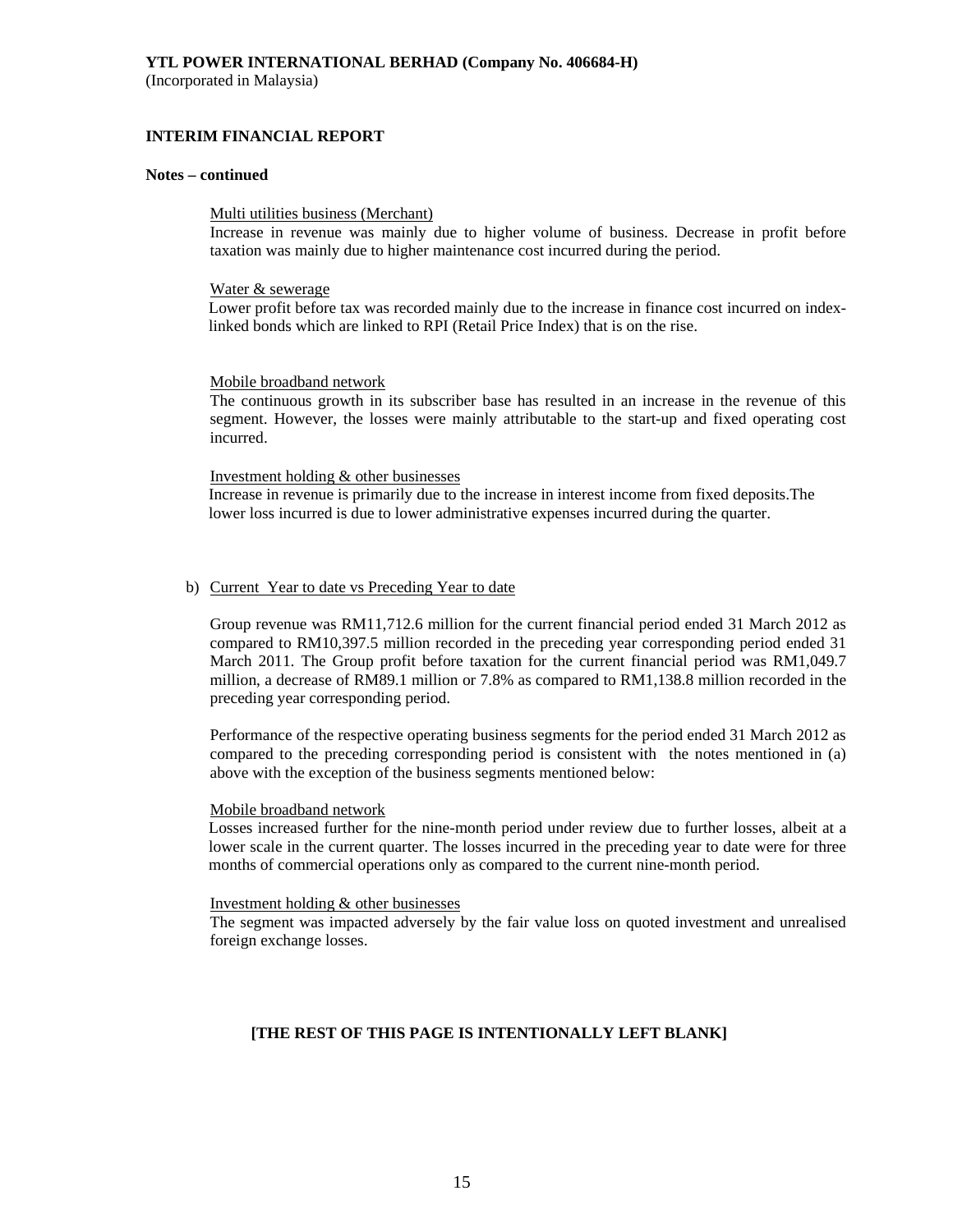**YTL POWER INTERNATIONAL BERHAD (Company No. 406684-H)**
(Incorporated in Malaysia)

**INTERIM FINANCIAL REPORT**

**Notes – continued**

Multi utilities business (Merchant)
Increase in revenue was mainly due to higher volume of business. Decrease in profit before taxation was mainly due to higher maintenance cost incurred during the period.

Water & sewerage
Lower profit before tax was recorded mainly due to the increase in finance cost incurred on index-linked bonds which are linked to RPI (Retail Price Index) that is on the rise.

Mobile broadband network
The continuous growth in its subscriber base has resulted in an increase in the revenue of this segment. However, the losses were mainly attributable to the start-up and fixed operating cost incurred.

Investment holding & other businesses
Increase in revenue is primarily due to the increase in interest income from fixed deposits.The lower loss incurred is due to lower administrative expenses incurred during the quarter.

b) Current Year to date vs Preceding Year to date

Group revenue was RM11,712.6 million for the current financial period ended 31 March 2012 as compared to RM10,397.5 million recorded in the preceding year corresponding period ended 31 March 2011. The Group profit before taxation for the current financial period was RM1,049.7 million, a decrease of RM89.1 million or 7.8% as compared to RM1,138.8 million recorded in the preceding year corresponding period.

Performance of the respective operating business segments for the period ended 31 March 2012 as compared to the preceding corresponding period is consistent with the notes mentioned in (a) above with the exception of the business segments mentioned below:

Mobile broadband network
Losses increased further for the nine-month period under review due to further losses, albeit at a lower scale in the current quarter. The losses incurred in the preceding year to date were for three months of commercial operations only as compared to the current nine-month period.

Investment holding & other businesses
The segment was impacted adversely by the fair value loss on quoted investment and unrealised foreign exchange losses.

**[THE REST OF THIS PAGE IS INTENTIONALLY LEFT BLANK]**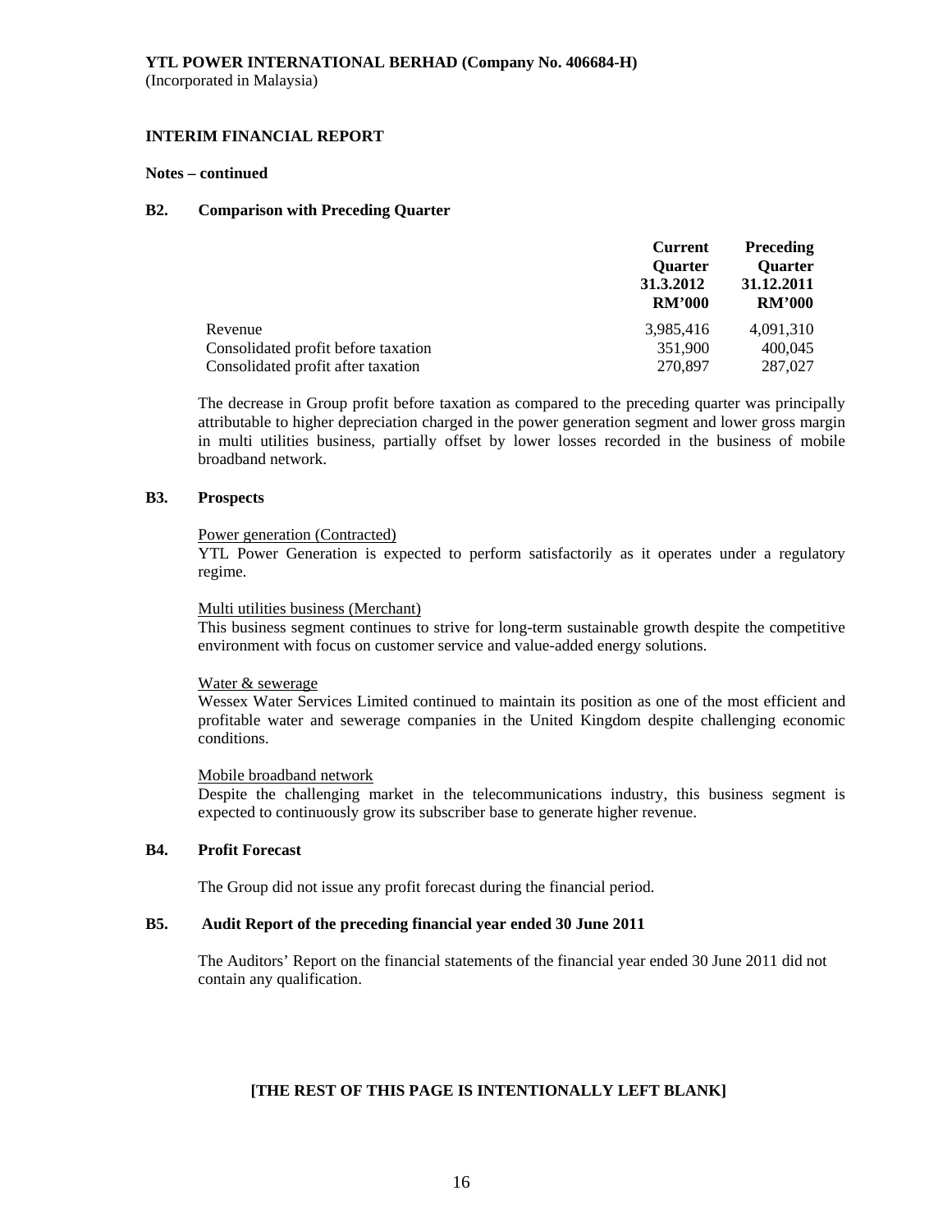**YTL POWER INTERNATIONAL BERHAD (Company No. 406684-H)**
(Incorporated in Malaysia)

**INTERIM FINANCIAL REPORT**

**Notes – continued**

### B2. Comparison with Preceding Quarter

| | Current Quarter 31.3.2012 RM'000 | Preceding Quarter 31.12.2011 RM'000 |
|---|---|---|
| Revenue | 3,985,416 | 4,091,310 |
| Consolidated profit before taxation | 351,900 | 400,045 |
| Consolidated profit after taxation | 270,897 | 287,027 |

The decrease in Group profit before taxation as compared to the preceding quarter was principally attributable to higher depreciation charged in the power generation segment and lower gross margin in multi utilities business, partially offset by lower losses recorded in the business of mobile broadband network.

### B3. Prospects

Power generation (Contracted)
YTL Power Generation is expected to perform satisfactorily as it operates under a regulatory regime.

Multi utilities business (Merchant)
This business segment continues to strive for long-term sustainable growth despite the competitive environment with focus on customer service and value-added energy solutions.

Water & sewerage
Wessex Water Services Limited continued to maintain its position as one of the most efficient and profitable water and sewerage companies in the United Kingdom despite challenging economic conditions.

Mobile broadband network
Despite the challenging market in the telecommunications industry, this business segment is expected to continuously grow its subscriber base to generate higher revenue.

### B4. Profit Forecast

The Group did not issue any profit forecast during the financial period.

### B5. Audit Report of the preceding financial year ended 30 June 2011

The Auditors' Report on the financial statements of the financial year ended 30 June 2011 did not contain any qualification.

**[THE REST OF THIS PAGE IS INTENTIONALLY LEFT BLANK]**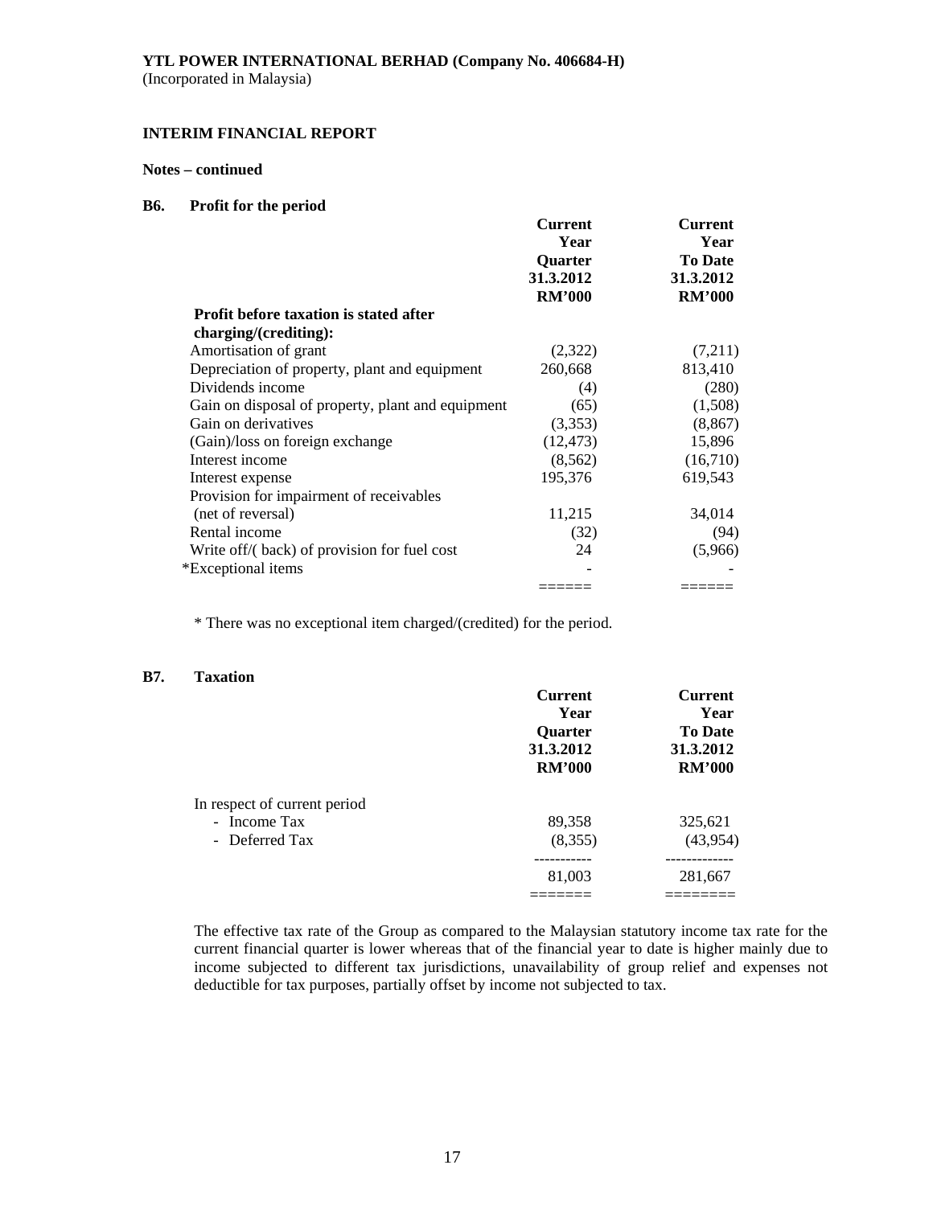**YTL POWER INTERNATIONAL BERHAD (Company No. 406684-H)**
(Incorporated in Malaysia)

**INTERIM FINANCIAL REPORT**

**Notes – continued**

### B6. Profit for the period

| | Current Year Quarter 31.3.2012 RM'000 | Current Year To Date 31.3.2012 RM'000 |
|---|---|---|
| **Profit before taxation is stated after charging/(crediting):** | | |
| Amortisation of grant | (2,322) | (7,211) |
| Depreciation of property, plant and equipment | 260,668 | 813,410 |
| Dividends income | (4) | (280) |
| Gain on disposal of property, plant and equipment | (65) | (1,508) |
| Gain on derivatives | (3,353) | (8,867) |
| (Gain)/loss on foreign exchange | (12,473) | 15,896 |
| Interest income | (8,562) | (16,710) |
| Interest expense | 195,376 | 619,543 |
| Provision for impairment of receivables (net of reversal) | 11,215 | 34,014 |
| Rental income | (32) | (94) |
| Write off/( back) of provision for fuel cost | 24 | (5,966) |
| *Exceptional items | - | - |

* There was no exceptional item charged/(credited) for the period.

### B7. Taxation

| | Current Year Quarter 31.3.2012 RM'000 | Current Year To Date 31.3.2012 RM'000 |
|---|---|---|
| In respect of current period | | |
| - Income Tax | 89,358 | 325,621 |
| - Deferred Tax | (8,355) | (43,954) |
| | 81,003 | 281,667 |

The effective tax rate of the Group as compared to the Malaysian statutory income tax rate for the current financial quarter is lower whereas that of the financial year to date is higher mainly due to income subjected to different tax jurisdictions, unavailability of group relief and expenses not deductible for tax purposes, partially offset by income not subjected to tax.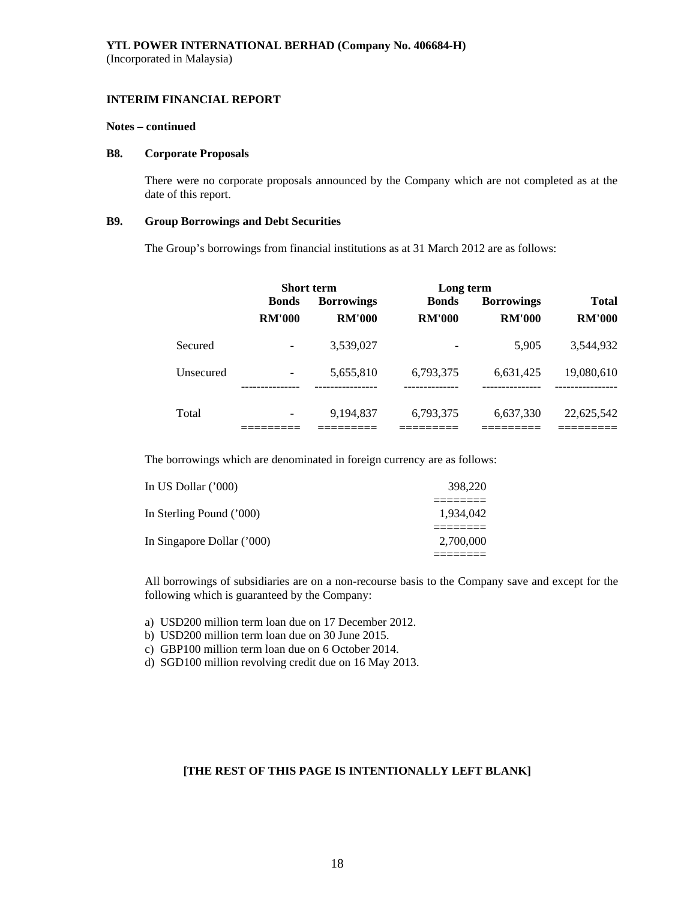**YTL POWER INTERNATIONAL BERHAD (Company No. 406684-H)**
(Incorporated in Malaysia)

**INTERIM FINANCIAL REPORT**

**Notes – continued**

**B8. Corporate Proposals**

There were no corporate proposals announced by the Company which are not completed as at the date of this report.

**B9. Group Borrowings and Debt Securities**

The Group's borrowings from financial institutions as at 31 March 2012 are as follows:

| | Short term | | Long term | | |
|---|---|---|---|---|---|
| | Bonds | Borrowings | Bonds | Borrowings | Total |
| | RM'000 | RM'000 | RM'000 | RM'000 | RM'000 |
| Secured | - | 3,539,027 | - | 5,905 | 3,544,932 |
| Unsecured | - | 5,655,810 | 6,793,375 | 6,631,425 | 19,080,610 |
| Total | - | 9,194,837 | 6,793,375 | 6,637,330 | 22,625,542 |

The borrowings which are denominated in foreign currency are as follows:

| | |
|---|---|
| In US Dollar ('000) | 398,220 |
| In Sterling Pound ('000) | 1,934,042 |
| In Singapore Dollar ('000) | 2,700,000 |

All borrowings of subsidiaries are on a non-recourse basis to the Company save and except for the following which is guaranteed by the Company:

a) USD200 million term loan due on 17 December 2012.
b) USD200 million term loan due on 30 June 2015.
c) GBP100 million term loan due on 6 October 2014.
d) SGD100 million revolving credit due on 16 May 2013.

**[THE REST OF THIS PAGE IS INTENTIONALLY LEFT BLANK]**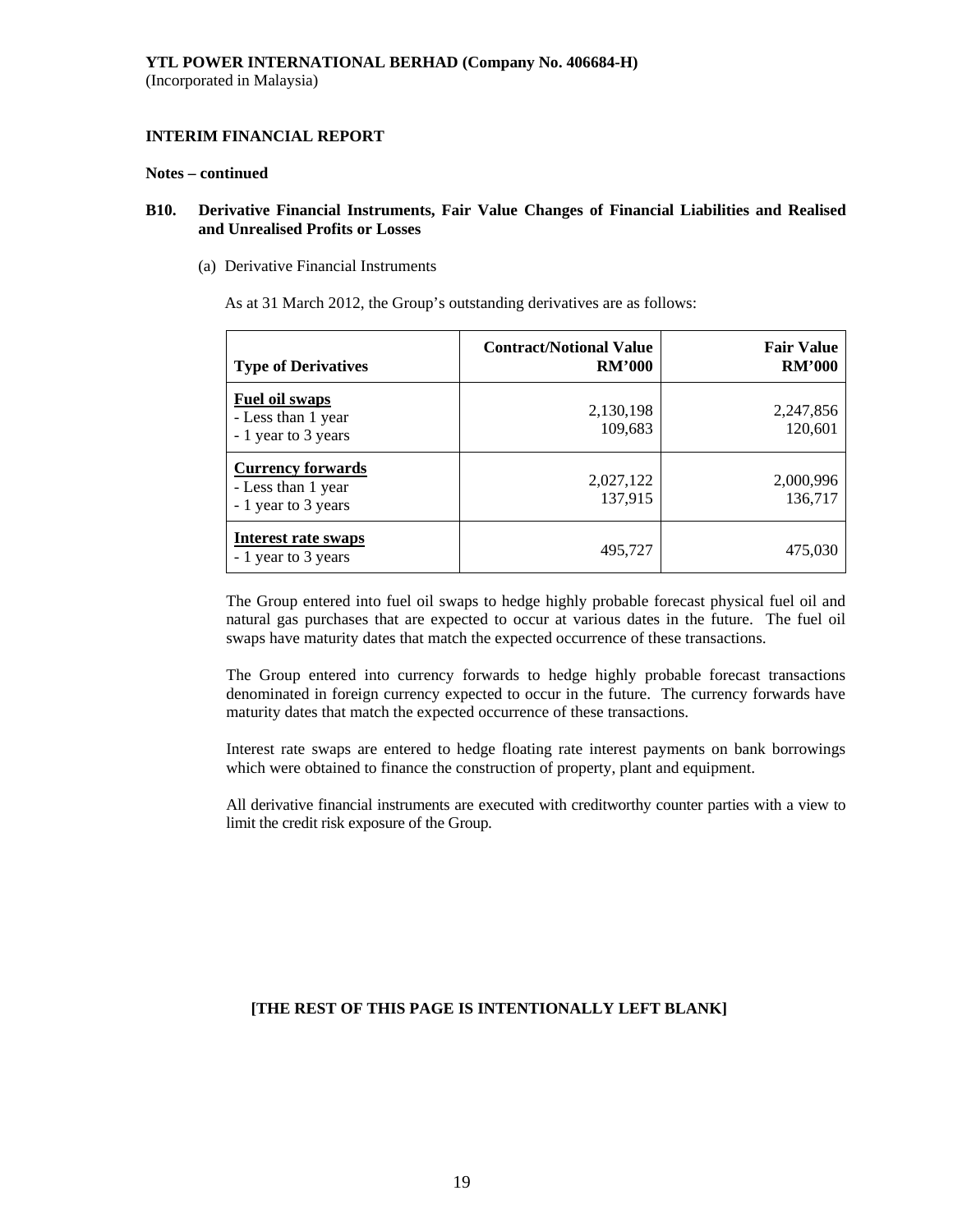**YTL POWER INTERNATIONAL BERHAD (Company No. 406684-H)**
(Incorporated in Malaysia)

**INTERIM FINANCIAL REPORT**

**Notes – continued**

**B10. Derivative Financial Instruments, Fair Value Changes of Financial Liabilities and Realised and Unrealised Profits or Losses**

(a) Derivative Financial Instruments

As at 31 March 2012, the Group's outstanding derivatives are as follows:

| Type of Derivatives | Contract/Notional Value RM'000 | Fair Value RM'000 |
|---|---|---|
| **Fuel oil swaps** | | |
| - Less than 1 year | 2,130,198 | 2,247,856 |
| - 1 year to 3 years | 109,683 | 120,601 |
| **Currency forwards** | | |
| - Less than 1 year | 2,027,122 | 2,000,996 |
| - 1 year to 3 years | 137,915 | 136,717 |
| **Interest rate swaps** | | |
| - 1 year to 3 years | 495,727 | 475,030 |

The Group entered into fuel oil swaps to hedge highly probable forecast physical fuel oil and natural gas purchases that are expected to occur at various dates in the future. The fuel oil swaps have maturity dates that match the expected occurrence of these transactions.

The Group entered into currency forwards to hedge highly probable forecast transactions denominated in foreign currency expected to occur in the future. The currency forwards have maturity dates that match the expected occurrence of these transactions.

Interest rate swaps are entered to hedge floating rate interest payments on bank borrowings which were obtained to finance the construction of property, plant and equipment.

All derivative financial instruments are executed with creditworthy counter parties with a view to limit the credit risk exposure of the Group.

**[THE REST OF THIS PAGE IS INTENTIONALLY LEFT BLANK]**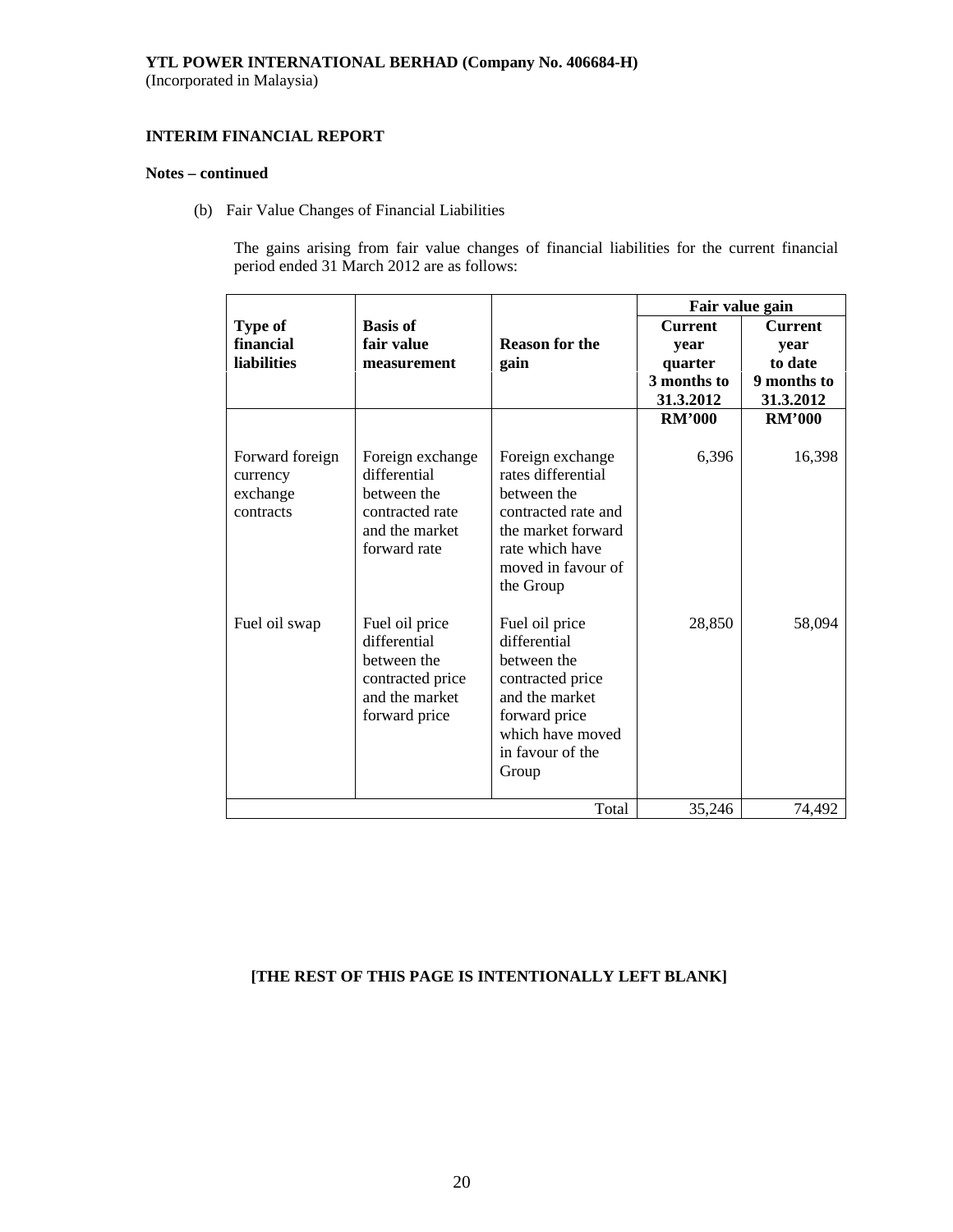**YTL POWER INTERNATIONAL BERHAD (Company No. 406684-H)**
(Incorporated in Malaysia)

**INTERIM FINANCIAL REPORT**

**Notes – continued**

(b) Fair Value Changes of Financial Liabilities

The gains arising from fair value changes of financial liabilities for the current financial period ended 31 March 2012 are as follows:

| Type of financial liabilities | Basis of fair value measurement | Reason for the gain | Fair value gain | |
|---|---|---|---|---|
| | | | Current year quarter 3 months to 31.3.2012 | Current year to date 9 months to 31.3.2012 |
| | | | RM'000 | RM'000 |
| Forward foreign currency exchange contracts | Foreign exchange differential between the contracted rate and the market forward rate | Foreign exchange rates differential between the contracted rate and the market forward rate which have moved in favour of the Group | 6,396 | 16,398 |
| Fuel oil swap | Fuel oil price differential between the contracted price and the market forward price | Fuel oil price differential between the contracted price and the market forward price which have moved in favour of the Group | 28,850 | 58,094 |
| | | Total | 35,246 | 74,492 |

**[THE REST OF THIS PAGE IS INTENTIONALLY LEFT BLANK]**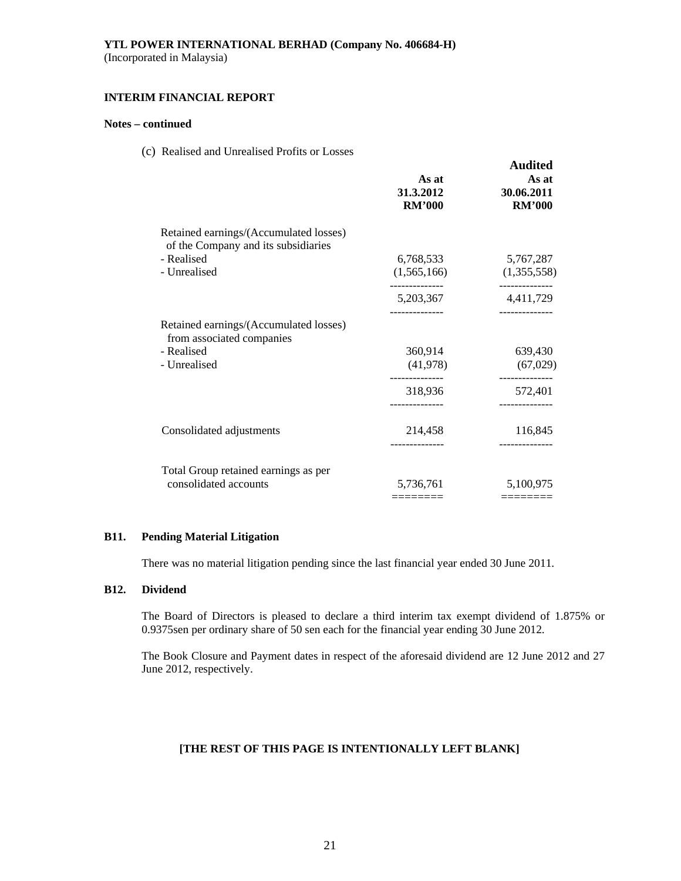**YTL POWER INTERNATIONAL BERHAD (Company No. 406684-H)**
(Incorporated in Malaysia)

**INTERIM FINANCIAL REPORT**

**Notes – continued**

(c) Realised and Unrealised Profits or Losses

| | As at 31.3.2012 RM'000 | Audited As at 30.06.2011 RM'000 |
|---|---|---|
| Retained earnings/(Accumulated losses) of the Company and its subsidiaries | | |
| - Realised | 6,768,533 | 5,767,287 |
| - Unrealised | (1,565,166) | (1,355,558) |
| | 5,203,367 | 4,411,729 |
| Retained earnings/(Accumulated losses) from associated companies | | |
| - Realised | 360,914 | 639,430 |
| - Unrealised | (41,978) | (67,029) |
| | 318,936 | 572,401 |
| Consolidated adjustments | 214,458 | 116,845 |
| Total Group retained earnings as per consolidated accounts | 5,736,761 | 5,100,975 |

**B11. Pending Material Litigation**

There was no material litigation pending since the last financial year ended 30 June 2011.

**B12. Dividend**

The Board of Directors is pleased to declare a third interim tax exempt dividend of 1.875% or 0.9375sen per ordinary share of 50 sen each for the financial year ending 30 June 2012.

The Book Closure and Payment dates in respect of the aforesaid dividend are 12 June 2012 and 27 June 2012, respectively.

**[THE REST OF THIS PAGE IS INTENTIONALLY LEFT BLANK]**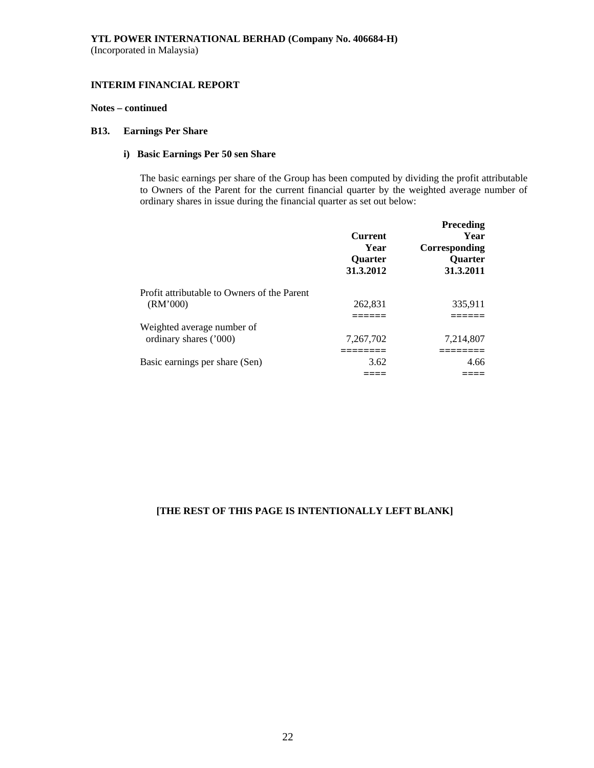**YTL POWER INTERNATIONAL BERHAD (Company No. 406684-H)**
(Incorporated in Malaysia)

**INTERIM FINANCIAL REPORT**

**Notes – continued**

### B13. Earnings Per Share

#### i) Basic Earnings Per 50 sen Share

The basic earnings per share of the Group has been computed by dividing the profit attributable to Owners of the Parent for the current financial quarter by the weighted average number of ordinary shares in issue during the financial quarter as set out below:

| | Current Year Quarter 31.3.2012 | Preceding Year Corresponding Quarter 31.3.2011 |
|---|---|---|
| Profit attributable to Owners of the Parent (RM'000) | 262,831 | 335,911 |
| Weighted average number of ordinary shares ('000) | 7,267,702 | 7,214,807 |
| Basic earnings per share (Sen) | 3.62 | 4.66 |

**[THE REST OF THIS PAGE IS INTENTIONALLY LEFT BLANK]**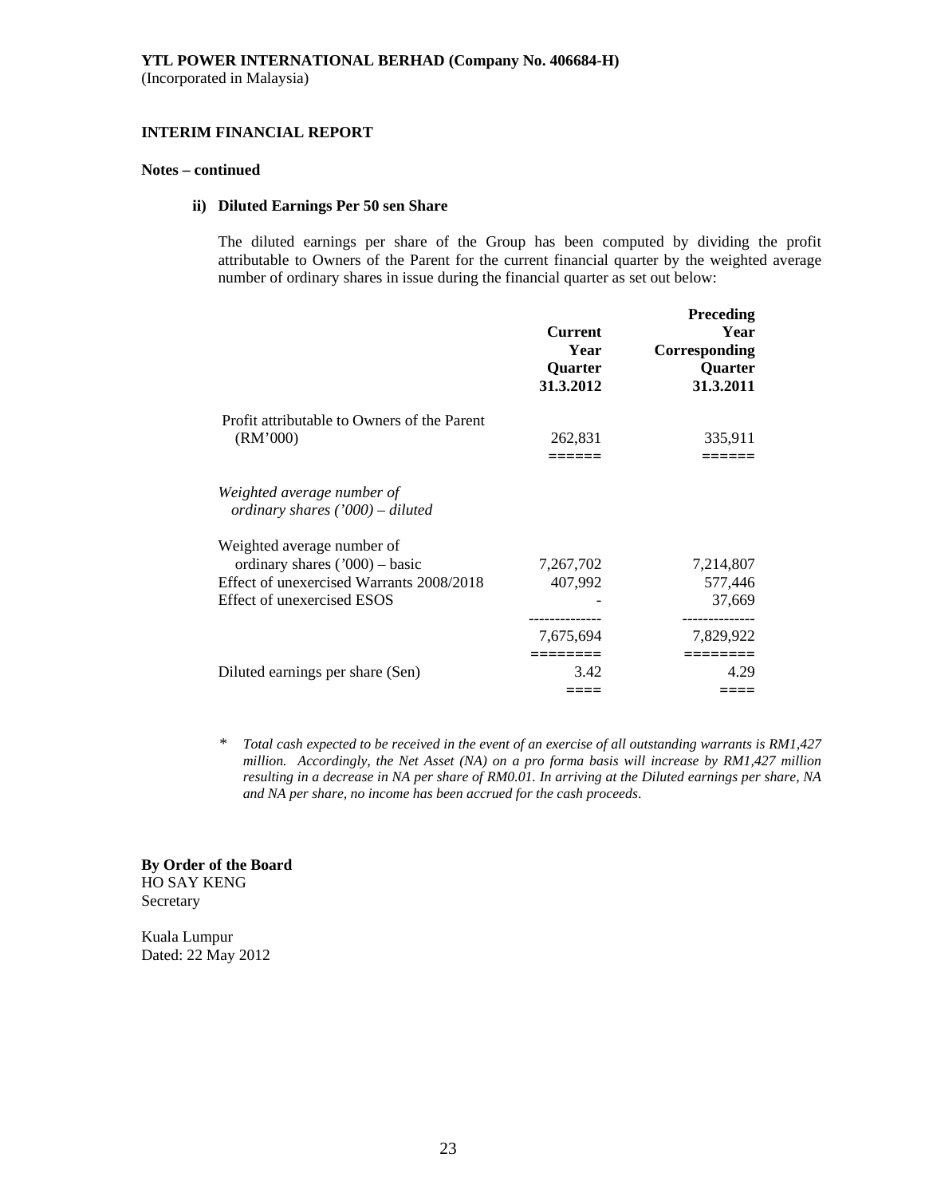**YTL POWER INTERNATIONAL BERHAD (Company No. 406684-H)**
(Incorporated in Malaysia)

**INTERIM FINANCIAL REPORT**

**Notes – continued**

**ii) Diluted Earnings Per 50 sen Share**

The diluted earnings per share of the Group has been computed by dividing the profit attributable to Owners of the Parent for the current financial quarter by the weighted average number of ordinary shares in issue during the financial quarter as set out below:

| | **Current Year Quarter 31.3.2012** | **Preceding Year Corresponding Quarter 31.3.2011** |
|---|---|---|
| Profit attributable to Owners of the Parent (RM'000) | 262,831 | 335,911 |
| *Weighted average number of ordinary shares ('000) – diluted* | | |
| Weighted average number of ordinary shares ('000) – basic | 7,267,702 | 7,214,807 |
| Effect of unexercised Warrants 2008/2018 | 407,992 | 577,446 |
| Effect of unexercised ESOS | - | 37,669 |
| | 7,675,694 | 7,829,922 |
| Diluted earnings per share (Sen) | 3.42 | 4.29 |

\* *Total cash expected to be received in the event of an exercise of all outstanding warrants is RM1,427 million. Accordingly, the Net Asset (NA) on a pro forma basis will increase by RM1,427 million resulting in a decrease in NA per share of RM0.01. In arriving at the Diluted earnings per share, NA and NA per share, no income has been accrued for the cash proceeds.*

**By Order of the Board**
HO SAY KENG
Secretary

Kuala Lumpur
Dated: 22 May 2012